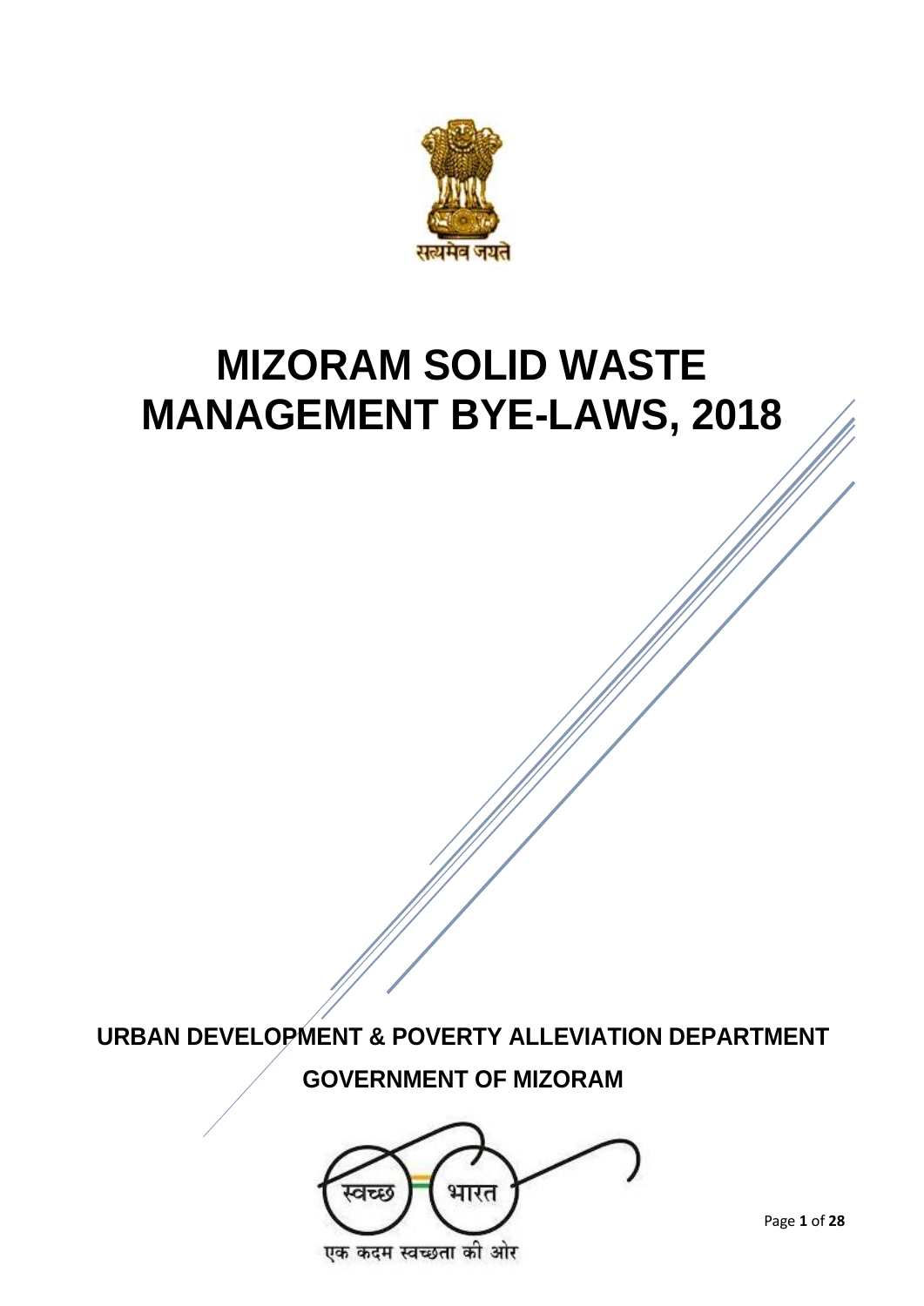# MIZORAM SOLID WASTE MANAGEMENT BYE-LAWS, 2018

**URBAN DEVELOPMENT & POVERTY ALLEVIATION DEPARTMENT**

**GOVERNMENT OF MIZORAM**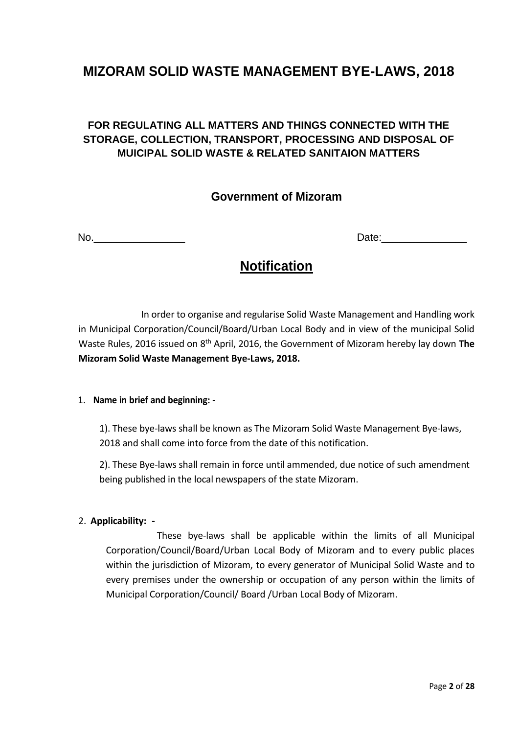# MIZORAM SOLID WASTE MANAGEMENT BYE-LAWS, 2018

### FOR REGULATING ALL MATTERS AND THINGS CONNECTED WITH THE STORAGE, COLLECTION, TRANSPORT, PROCESSING AND DISPOSAL OF MUICIPAL SOLID WASTE & RELATED SANITAION MATTERS

### Government of Mizoram

No.________________ Date:_______________

## Notification

In order to organise and regularise Solid Waste Management and Handling work in Municipal Corporation/Council/Board/Urban Local Body and in view of the municipal Solid Waste Rules, 2016 issued on 8th April, 2016, the Government of Mizoram hereby lay down **The Mizoram Solid Waste Management Bye-Laws, 2018.**

1. **Name in brief and beginning: -**

   1). These bye-laws shall be known as The Mizoram Solid Waste Management Bye-laws, 2018 and shall come into force from the date of this notification.

   2). These Bye-laws shall remain in force until ammended, due notice of such amendment being published in the local newspapers of the state Mizoram.

2. **Applicability: -**

   These bye-laws shall be applicable within the limits of all Municipal Corporation/Council/Board/Urban Local Body of Mizoram and to every public places within the jurisdiction of Mizoram, to every generator of Municipal Solid Waste and to every premises under the ownership or occupation of any person within the limits of Municipal Corporation/Council/ Board /Urban Local Body of Mizoram.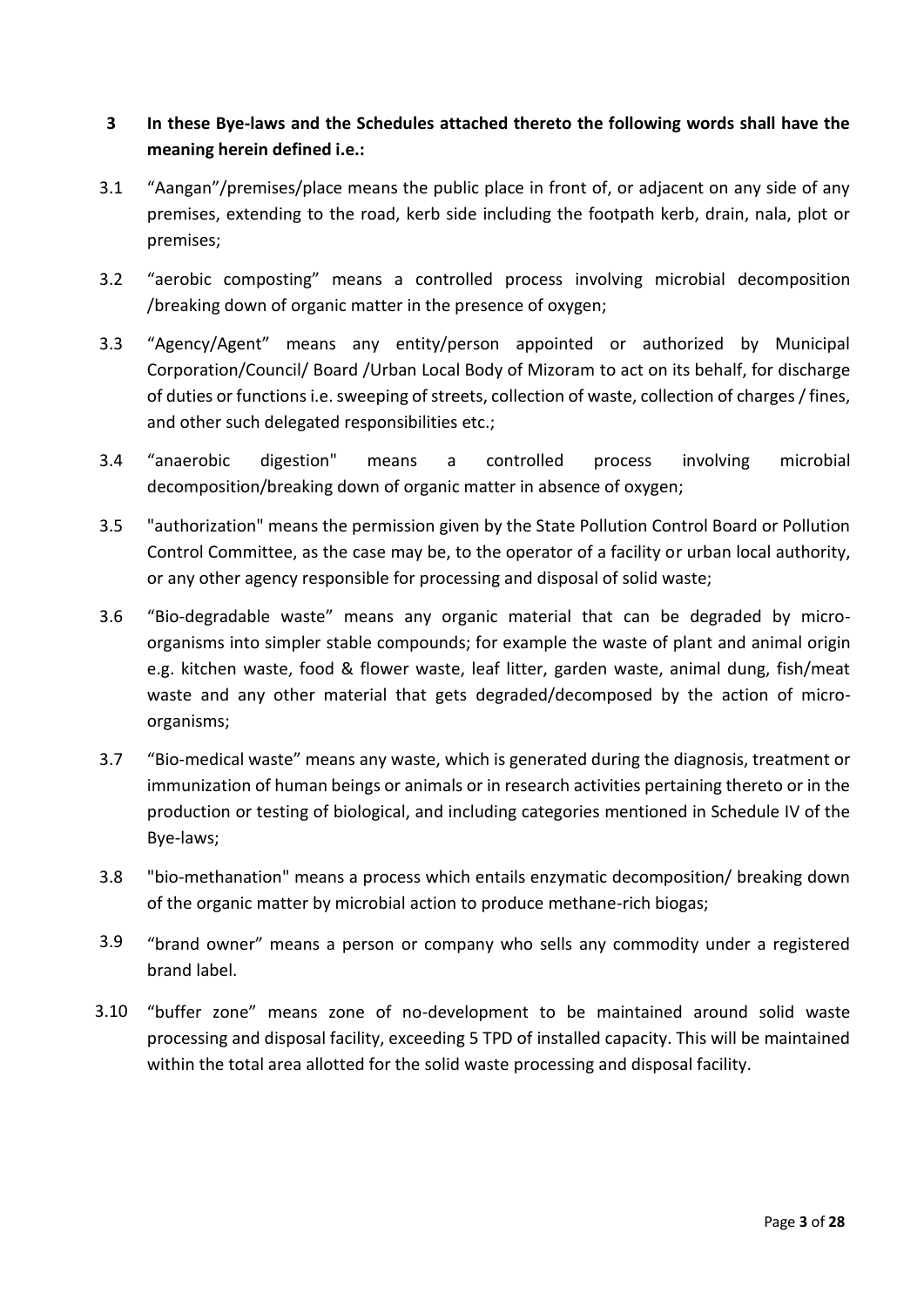**3 In these Bye-laws and the Schedules attached thereto the following words shall have the meaning herein defined i.e.:**

3.1 "Aangan"/premises/place means the public place in front of, or adjacent on any side of any premises, extending to the road, kerb side including the footpath kerb, drain, nala, plot or premises;

3.2 "aerobic composting" means a controlled process involving microbial decomposition /breaking down of organic matter in the presence of oxygen;

3.3 "Agency/Agent" means any entity/person appointed or authorized by Municipal Corporation/Council/ Board /Urban Local Body of Mizoram to act on its behalf, for discharge of duties or functions i.e. sweeping of streets, collection of waste, collection of charges / fines, and other such delegated responsibilities etc.;

3.4 "anaerobic digestion" means a controlled process involving microbial decomposition/breaking down of organic matter in absence of oxygen;

3.5 "authorization" means the permission given by the State Pollution Control Board or Pollution Control Committee, as the case may be, to the operator of a facility or urban local authority, or any other agency responsible for processing and disposal of solid waste;

3.6 "Bio-degradable waste" means any organic material that can be degraded by micro-organisms into simpler stable compounds; for example the waste of plant and animal origin e.g. kitchen waste, food & flower waste, leaf litter, garden waste, animal dung, fish/meat waste and any other material that gets degraded/decomposed by the action of micro-organisms;

3.7 "Bio-medical waste" means any waste, which is generated during the diagnosis, treatment or immunization of human beings or animals or in research activities pertaining thereto or in the production or testing of biological, and including categories mentioned in Schedule IV of the Bye-laws;

3.8 "bio-methanation" means a process which entails enzymatic decomposition/ breaking down of the organic matter by microbial action to produce methane-rich biogas;

3.9 "brand owner" means a person or company who sells any commodity under a registered brand label.

3.10 "buffer zone" means zone of no-development to be maintained around solid waste processing and disposal facility, exceeding 5 TPD of installed capacity. This will be maintained within the total area allotted for the solid waste processing and disposal facility.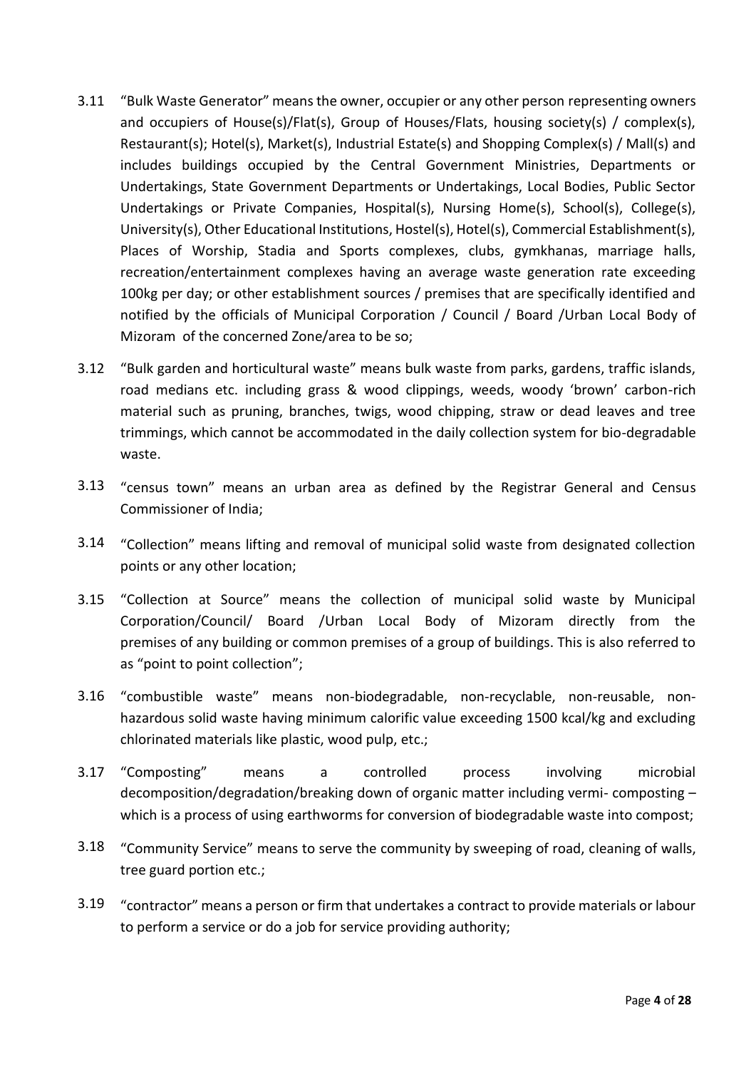3.11 "Bulk Waste Generator" means the owner, occupier or any other person representing owners and occupiers of House(s)/Flat(s), Group of Houses/Flats, housing society(s) / complex(s), Restaurant(s); Hotel(s), Market(s), Industrial Estate(s) and Shopping Complex(s) / Mall(s) and includes buildings occupied by the Central Government Ministries, Departments or Undertakings, State Government Departments or Undertakings, Local Bodies, Public Sector Undertakings or Private Companies, Hospital(s), Nursing Home(s), School(s), College(s), University(s), Other Educational Institutions, Hostel(s), Hotel(s), Commercial Establishment(s), Places of Worship, Stadia and Sports complexes, clubs, gymkhanas, marriage halls, recreation/entertainment complexes having an average waste generation rate exceeding 100kg per day; or other establishment sources / premises that are specifically identified and notified by the officials of Municipal Corporation / Council / Board /Urban Local Body of Mizoram of the concerned Zone/area to be so;

3.12 "Bulk garden and horticultural waste" means bulk waste from parks, gardens, traffic islands, road medians etc. including grass & wood clippings, weeds, woody 'brown' carbon-rich material such as pruning, branches, twigs, wood chipping, straw or dead leaves and tree trimmings, which cannot be accommodated in the daily collection system for bio-degradable waste.

3.13 "census town" means an urban area as defined by the Registrar General and Census Commissioner of India;

3.14 "Collection" means lifting and removal of municipal solid waste from designated collection points or any other location;

3.15 "Collection at Source" means the collection of municipal solid waste by Municipal Corporation/Council/ Board /Urban Local Body of Mizoram directly from the premises of any building or common premises of a group of buildings. This is also referred to as "point to point collection";

3.16 "combustible waste" means non-biodegradable, non-recyclable, non-reusable, non-hazardous solid waste having minimum calorific value exceeding 1500 kcal/kg and excluding chlorinated materials like plastic, wood pulp, etc.;

3.17 "Composting" means a controlled process involving microbial decomposition/degradation/breaking down of organic matter including vermi- composting – which is a process of using earthworms for conversion of biodegradable waste into compost;

3.18 "Community Service" means to serve the community by sweeping of road, cleaning of walls, tree guard portion etc.;

3.19 "contractor" means a person or firm that undertakes a contract to provide materials or labour to perform a service or do a job for service providing authority;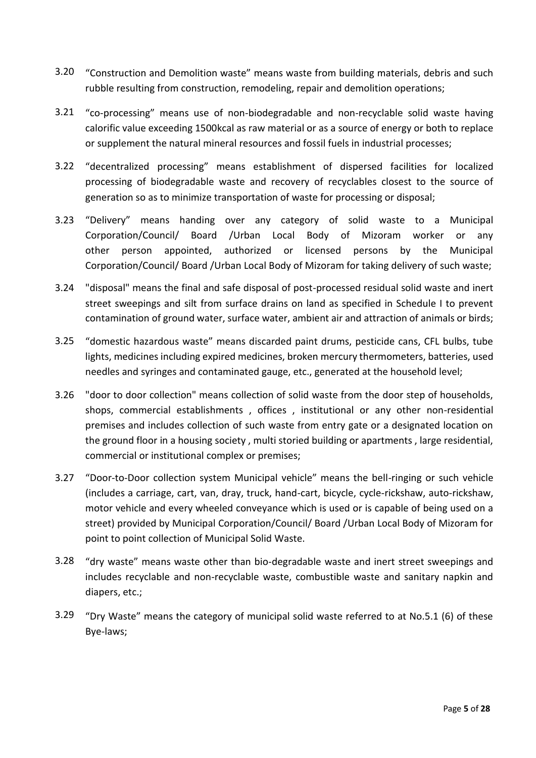3.20 “Construction and Demolition waste” means waste from building materials, debris and such rubble resulting from construction, remodeling, repair and demolition operations;

3.21 “co-processing” means use of non-biodegradable and non-recyclable solid waste having calorific value exceeding 1500kcal as raw material or as a source of energy or both to replace or supplement the natural mineral resources and fossil fuels in industrial processes;

3.22 “decentralized processing” means establishment of dispersed facilities for localized processing of biodegradable waste and recovery of recyclables closest to the source of generation so as to minimize transportation of waste for processing or disposal;

3.23 “Delivery” means handing over any category of solid waste to a Municipal Corporation/Council/ Board /Urban Local Body of Mizoram worker or any other person appointed, authorized or licensed persons by the Municipal Corporation/Council/ Board /Urban Local Body of Mizoram for taking delivery of such waste;

3.24 "disposal" means the final and safe disposal of post-processed residual solid waste and inert street sweepings and silt from surface drains on land as specified in Schedule I to prevent contamination of ground water, surface water, ambient air and attraction of animals or birds;

3.25 “domestic hazardous waste” means discarded paint drums, pesticide cans, CFL bulbs, tube lights, medicines including expired medicines, broken mercury thermometers, batteries, used needles and syringes and contaminated gauge, etc., generated at the household level;

3.26 "door to door collection" means collection of solid waste from the door step of households, shops, commercial establishments , offices , institutional or any other non-residential premises and includes collection of such waste from entry gate or a designated location on the ground floor in a housing society , multi storied building or apartments , large residential, commercial or institutional complex or premises;

3.27 “Door-to-Door collection system Municipal vehicle” means the bell-ringing or such vehicle (includes a carriage, cart, van, dray, truck, hand-cart, bicycle, cycle-rickshaw, auto-rickshaw, motor vehicle and every wheeled conveyance which is used or is capable of being used on a street) provided by Municipal Corporation/Council/ Board /Urban Local Body of Mizoram for point to point collection of Municipal Solid Waste.

3.28 “dry waste” means waste other than bio-degradable waste and inert street sweepings and includes recyclable and non-recyclable waste, combustible waste and sanitary napkin and diapers, etc.;

3.29 “Dry Waste” means the category of municipal solid waste referred to at No.5.1 (6) of these Bye-laws;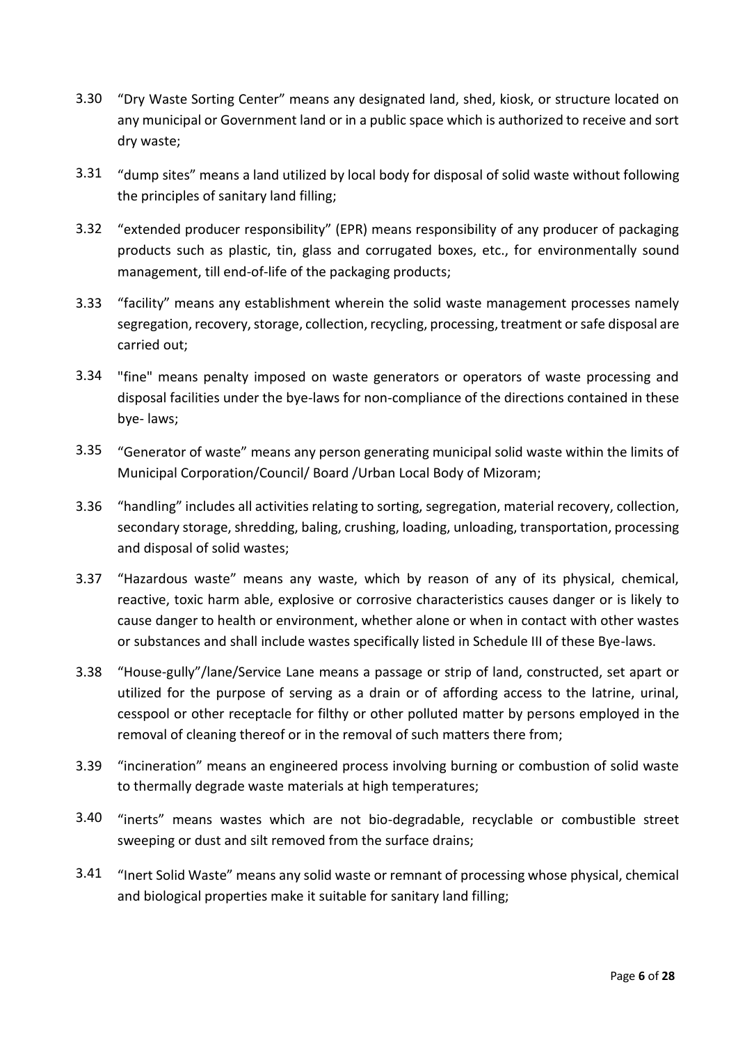3.30 "Dry Waste Sorting Center" means any designated land, shed, kiosk, or structure located on any municipal or Government land or in a public space which is authorized to receive and sort dry waste;

3.31 "dump sites" means a land utilized by local body for disposal of solid waste without following the principles of sanitary land filling;

3.32 "extended producer responsibility" (EPR) means responsibility of any producer of packaging products such as plastic, tin, glass and corrugated boxes, etc., for environmentally sound management, till end-of-life of the packaging products;

3.33 "facility" means any establishment wherein the solid waste management processes namely segregation, recovery, storage, collection, recycling, processing, treatment or safe disposal are carried out;

3.34 "fine" means penalty imposed on waste generators or operators of waste processing and disposal facilities under the bye-laws for non-compliance of the directions contained in these bye- laws;

3.35 "Generator of waste" means any person generating municipal solid waste within the limits of Municipal Corporation/Council/ Board /Urban Local Body of Mizoram;

3.36 "handling" includes all activities relating to sorting, segregation, material recovery, collection, secondary storage, shredding, baling, crushing, loading, unloading, transportation, processing and disposal of solid wastes;

3.37 "Hazardous waste" means any waste, which by reason of any of its physical, chemical, reactive, toxic harm able, explosive or corrosive characteristics causes danger or is likely to cause danger to health or environment, whether alone or when in contact with other wastes or substances and shall include wastes specifically listed in Schedule III of these Bye-laws.

3.38 "House-gully"/lane/Service Lane means a passage or strip of land, constructed, set apart or utilized for the purpose of serving as a drain or of affording access to the latrine, urinal, cesspool or other receptacle for filthy or other polluted matter by persons employed in the removal of cleaning thereof or in the removal of such matters there from;

3.39 "incineration" means an engineered process involving burning or combustion of solid waste to thermally degrade waste materials at high temperatures;

3.40 "inerts" means wastes which are not bio-degradable, recyclable or combustible street sweeping or dust and silt removed from the surface drains;

3.41 "Inert Solid Waste" means any solid waste or remnant of processing whose physical, chemical and biological properties make it suitable for sanitary land filling;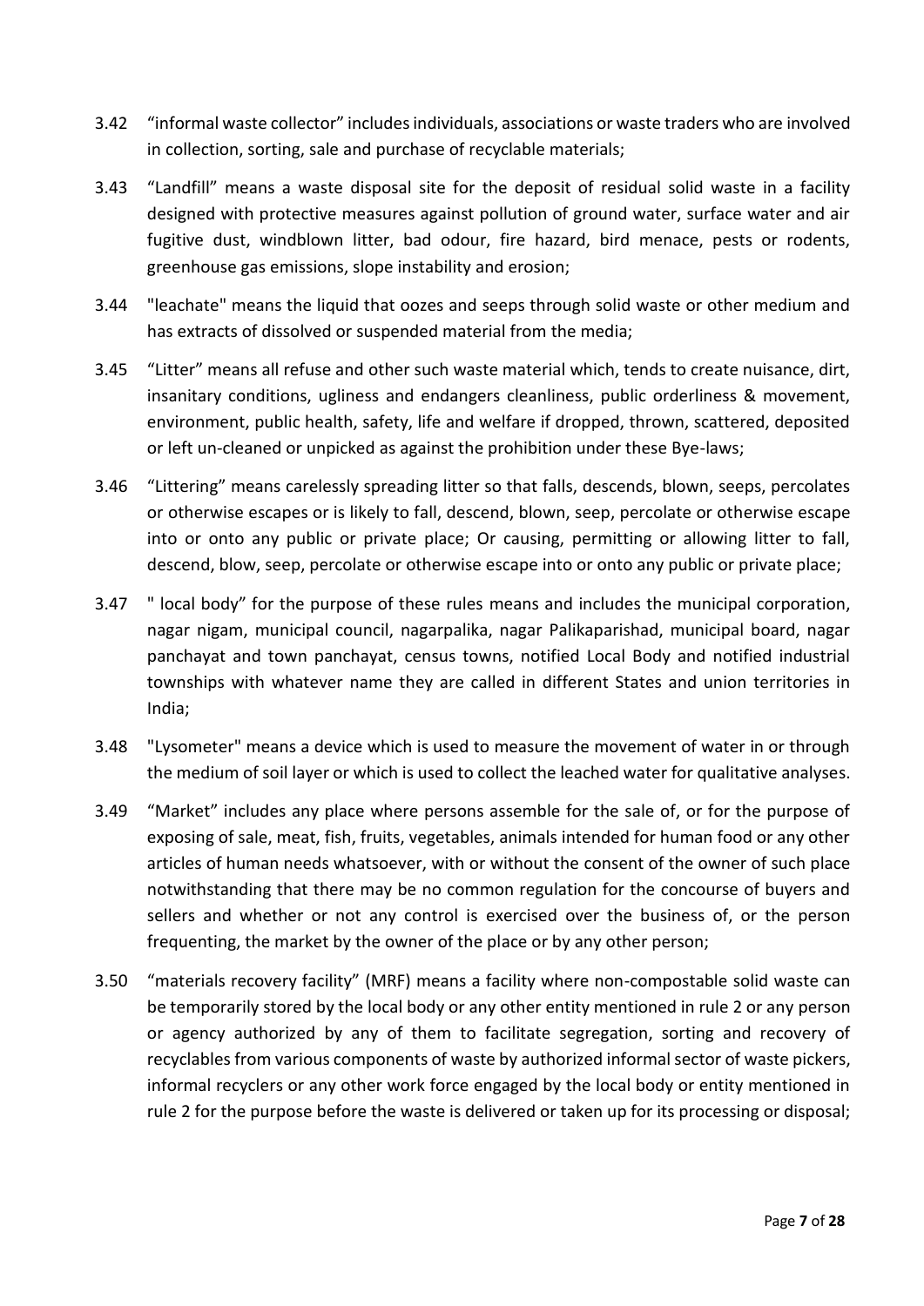3.42 "informal waste collector" includes individuals, associations or waste traders who are involved in collection, sorting, sale and purchase of recyclable materials;

3.43 "Landfill" means a waste disposal site for the deposit of residual solid waste in a facility designed with protective measures against pollution of ground water, surface water and air fugitive dust, windblown litter, bad odour, fire hazard, bird menace, pests or rodents, greenhouse gas emissions, slope instability and erosion;

3.44 "leachate" means the liquid that oozes and seeps through solid waste or other medium and has extracts of dissolved or suspended material from the media;

3.45 "Litter" means all refuse and other such waste material which, tends to create nuisance, dirt, insanitary conditions, ugliness and endangers cleanliness, public orderliness & movement, environment, public health, safety, life and welfare if dropped, thrown, scattered, deposited or left un-cleaned or unpicked as against the prohibition under these Bye-laws;

3.46 "Littering" means carelessly spreading litter so that falls, descends, blown, seeps, percolates or otherwise escapes or is likely to fall, descend, blown, seep, percolate or otherwise escape into or onto any public or private place; Or causing, permitting or allowing litter to fall, descend, blow, seep, percolate or otherwise escape into or onto any public or private place;

3.47 " local body" for the purpose of these rules means and includes the municipal corporation, nagar nigam, municipal council, nagarpalika, nagar Palikaparishad, municipal board, nagar panchayat and town panchayat, census towns, notified Local Body and notified industrial townships with whatever name they are called in different States and union territories in India;

3.48 "Lysometer" means a device which is used to measure the movement of water in or through the medium of soil layer or which is used to collect the leached water for qualitative analyses.

3.49 "Market" includes any place where persons assemble for the sale of, or for the purpose of exposing of sale, meat, fish, fruits, vegetables, animals intended for human food or any other articles of human needs whatsoever, with or without the consent of the owner of such place notwithstanding that there may be no common regulation for the concourse of buyers and sellers and whether or not any control is exercised over the business of, or the person frequenting, the market by the owner of the place or by any other person;

3.50 "materials recovery facility" (MRF) means a facility where non-compostable solid waste can be temporarily stored by the local body or any other entity mentioned in rule 2 or any person or agency authorized by any of them to facilitate segregation, sorting and recovery of recyclables from various components of waste by authorized informal sector of waste pickers, informal recyclers or any other work force engaged by the local body or entity mentioned in rule 2 for the purpose before the waste is delivered or taken up for its processing or disposal;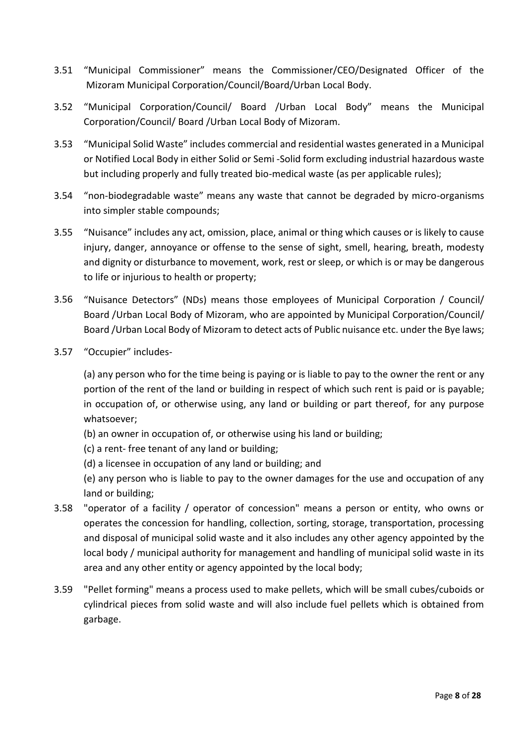3.51 "Municipal Commissioner" means the Commissioner/CEO/Designated Officer of the Mizoram Municipal Corporation/Council/Board/Urban Local Body.

3.52 "Municipal Corporation/Council/ Board /Urban Local Body" means the Municipal Corporation/Council/ Board /Urban Local Body of Mizoram.

3.53 "Municipal Solid Waste" includes commercial and residential wastes generated in a Municipal or Notified Local Body in either Solid or Semi -Solid form excluding industrial hazardous waste but including properly and fully treated bio-medical waste (as per applicable rules);

3.54 "non-biodegradable waste" means any waste that cannot be degraded by micro-organisms into simpler stable compounds;

3.55 "Nuisance" includes any act, omission, place, animal or thing which causes or is likely to cause injury, danger, annoyance or offense to the sense of sight, smell, hearing, breath, modesty and dignity or disturbance to movement, work, rest or sleep, or which is or may be dangerous to life or injurious to health or property;

3.56 "Nuisance Detectors" (NDs) means those employees of Municipal Corporation / Council/ Board /Urban Local Body of Mizoram, who are appointed by Municipal Corporation/Council/ Board /Urban Local Body of Mizoram to detect acts of Public nuisance etc. under the Bye laws;

3.57 "Occupier" includes-

(a) any person who for the time being is paying or is liable to pay to the owner the rent or any portion of the rent of the land or building in respect of which such rent is paid or is payable; in occupation of, or otherwise using, any land or building or part thereof, for any purpose whatsoever;

(b) an owner in occupation of, or otherwise using his land or building;

(c) a rent- free tenant of any land or building;

(d) a licensee in occupation of any land or building; and

(e) any person who is liable to pay to the owner damages for the use and occupation of any land or building;

3.58 "operator of a facility / operator of concession" means a person or entity, who owns or operates the concession for handling, collection, sorting, storage, transportation, processing and disposal of municipal solid waste and it also includes any other agency appointed by the local body / municipal authority for management and handling of municipal solid waste in its area and any other entity or agency appointed by the local body;

3.59 "Pellet forming" means a process used to make pellets, which will be small cubes/cuboids or cylindrical pieces from solid waste and will also include fuel pellets which is obtained from garbage.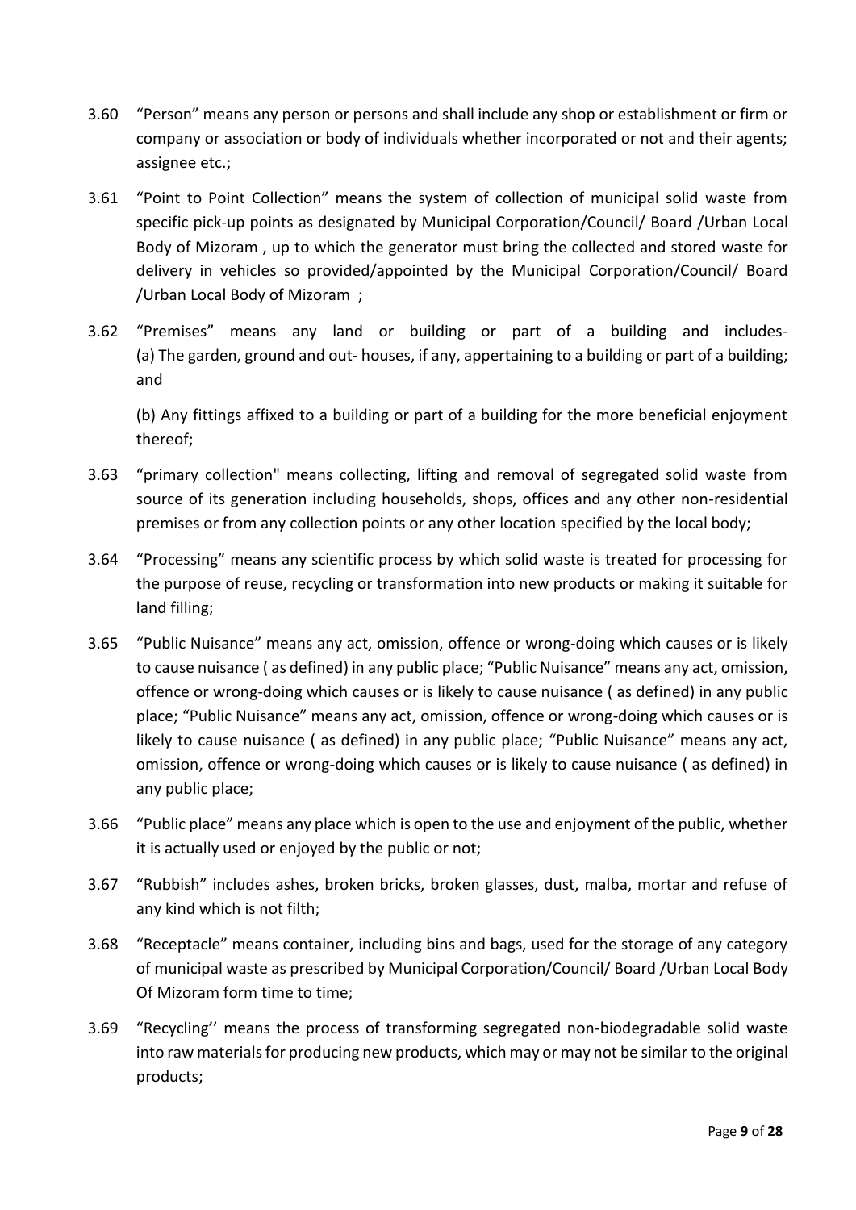3.60 "Person" means any person or persons and shall include any shop or establishment or firm or company or association or body of individuals whether incorporated or not and their agents; assignee etc.;

3.61 "Point to Point Collection" means the system of collection of municipal solid waste from specific pick-up points as designated by Municipal Corporation/Council/ Board /Urban Local Body of Mizoram , up to which the generator must bring the collected and stored waste for delivery in vehicles so provided/appointed by the Municipal Corporation/Council/ Board /Urban Local Body of Mizoram ;

3.62 "Premises" means any land or building or part of a building and includes-
(a) The garden, ground and out- houses, if any, appertaining to a building or part of a building; and

(b) Any fittings affixed to a building or part of a building for the more beneficial enjoyment thereof;

3.63 "primary collection" means collecting, lifting and removal of segregated solid waste from source of its generation including households, shops, offices and any other non-residential premises or from any collection points or any other location specified by the local body;

3.64 "Processing" means any scientific process by which solid waste is treated for processing for the purpose of reuse, recycling or transformation into new products or making it suitable for land filling;

3.65 "Public Nuisance" means any act, omission, offence or wrong-doing which causes or is likely to cause nuisance ( as defined) in any public place; "Public Nuisance" means any act, omission, offence or wrong-doing which causes or is likely to cause nuisance ( as defined) in any public place; "Public Nuisance" means any act, omission, offence or wrong-doing which causes or is likely to cause nuisance ( as defined) in any public place; "Public Nuisance" means any act, omission, offence or wrong-doing which causes or is likely to cause nuisance ( as defined) in any public place;

3.66 "Public place" means any place which is open to the use and enjoyment of the public, whether it is actually used or enjoyed by the public or not;

3.67 "Rubbish" includes ashes, broken bricks, broken glasses, dust, malba, mortar and refuse of any kind which is not filth;

3.68 "Receptacle" means container, including bins and bags, used for the storage of any category of municipal waste as prescribed by Municipal Corporation/Council/ Board /Urban Local Body Of Mizoram form time to time;

3.69 "Recycling'' means the process of transforming segregated non-biodegradable solid waste into raw materials for producing new products, which may or may not be similar to the original products;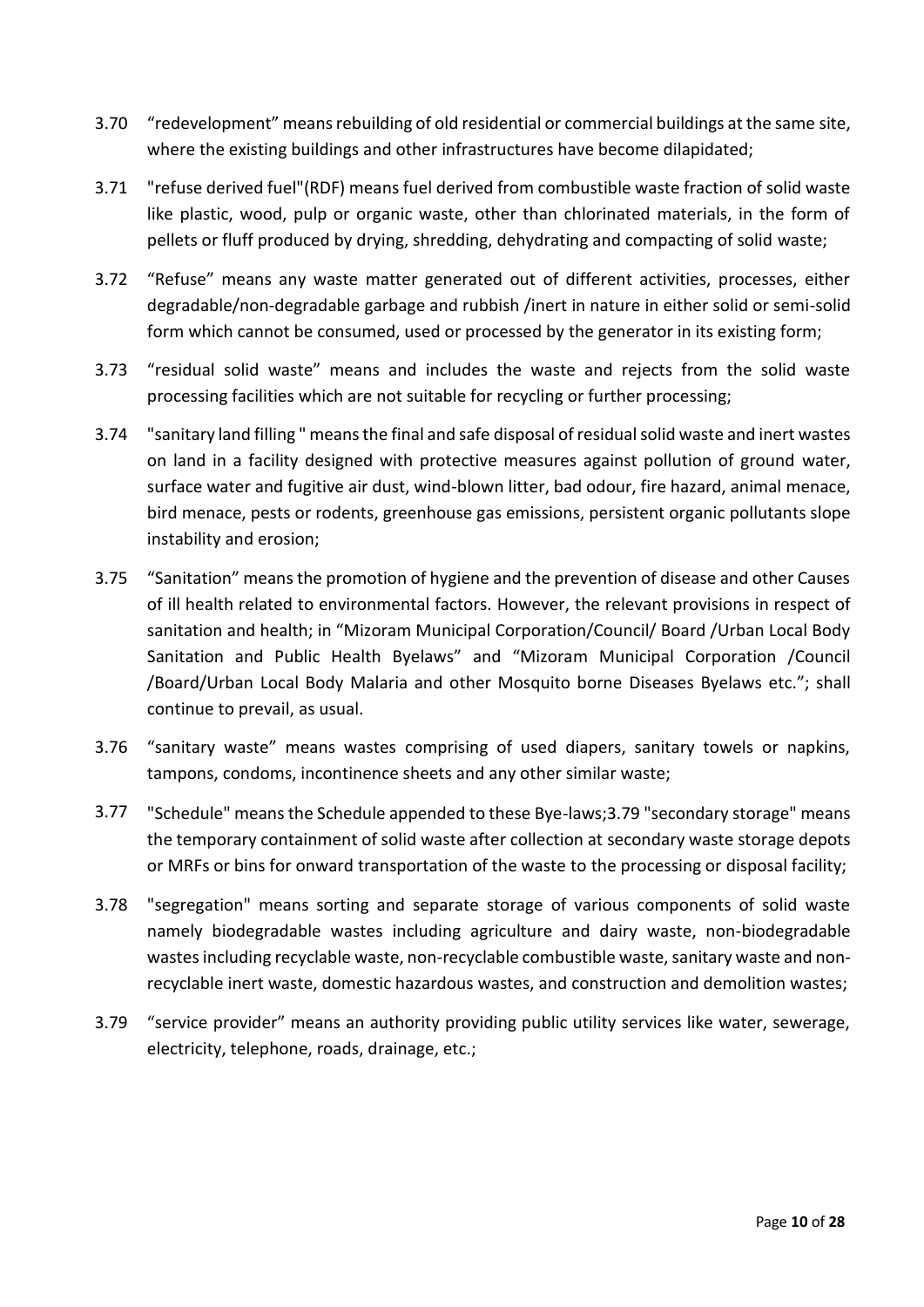3.70 “redevelopment” means rebuilding of old residential or commercial buildings at the same site, where the existing buildings and other infrastructures have become dilapidated;

3.71 "refuse derived fuel"(RDF) means fuel derived from combustible waste fraction of solid waste like plastic, wood, pulp or organic waste, other than chlorinated materials, in the form of pellets or fluff produced by drying, shredding, dehydrating and compacting of solid waste;

3.72 “Refuse” means any waste matter generated out of different activities, processes, either degradable/non-degradable garbage and rubbish /inert in nature in either solid or semi-solid form which cannot be consumed, used or processed by the generator in its existing form;

3.73 “residual solid waste” means and includes the waste and rejects from the solid waste processing facilities which are not suitable for recycling or further processing;

3.74 "sanitary land filling " means the final and safe disposal of residual solid waste and inert wastes on land in a facility designed with protective measures against pollution of ground water, surface water and fugitive air dust, wind-blown litter, bad odour, fire hazard, animal menace, bird menace, pests or rodents, greenhouse gas emissions, persistent organic pollutants slope instability and erosion;

3.75 “Sanitation” means the promotion of hygiene and the prevention of disease and other Causes of ill health related to environmental factors. However, the relevant provisions in respect of sanitation and health; in “Mizoram Municipal Corporation/Council/ Board /Urban Local Body Sanitation and Public Health Byelaws” and “Mizoram Municipal Corporation /Council /Board/Urban Local Body Malaria and other Mosquito borne Diseases Byelaws etc.”; shall continue to prevail, as usual.

3.76 “sanitary waste” means wastes comprising of used diapers, sanitary towels or napkins, tampons, condoms, incontinence sheets and any other similar waste;

3.77 "Schedule" means the Schedule appended to these Bye-laws;3.79 "secondary storage" means the temporary containment of solid waste after collection at secondary waste storage depots or MRFs or bins for onward transportation of the waste to the processing or disposal facility;

3.78 "segregation" means sorting and separate storage of various components of solid waste namely biodegradable wastes including agriculture and dairy waste, non-biodegradable wastes including recyclable waste, non-recyclable combustible waste, sanitary waste and non-recyclable inert waste, domestic hazardous wastes, and construction and demolition wastes;

3.79 “service provider” means an authority providing public utility services like water, sewerage, electricity, telephone, roads, drainage, etc.;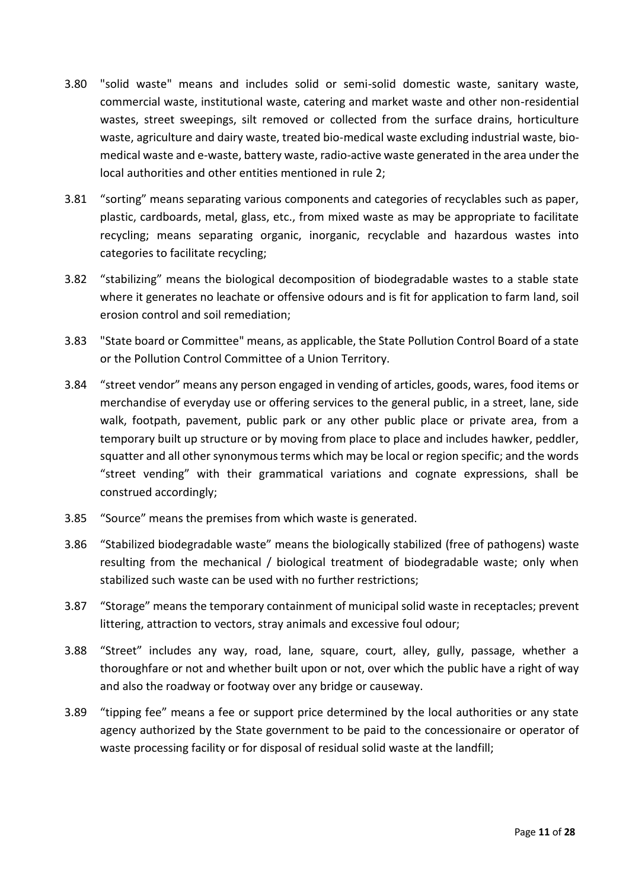3.80 "solid waste" means and includes solid or semi-solid domestic waste, sanitary waste, commercial waste, institutional waste, catering and market waste and other non-residential wastes, street sweepings, silt removed or collected from the surface drains, horticulture waste, agriculture and dairy waste, treated bio-medical waste excluding industrial waste, bio-medical waste and e-waste, battery waste, radio-active waste generated in the area under the local authorities and other entities mentioned in rule 2;

3.81 "sorting" means separating various components and categories of recyclables such as paper, plastic, cardboards, metal, glass, etc., from mixed waste as may be appropriate to facilitate recycling; means separating organic, inorganic, recyclable and hazardous wastes into categories to facilitate recycling;

3.82 "stabilizing" means the biological decomposition of biodegradable wastes to a stable state where it generates no leachate or offensive odours and is fit for application to farm land, soil erosion control and soil remediation;

3.83 "State board or Committee" means, as applicable, the State Pollution Control Board of a state or the Pollution Control Committee of a Union Territory.

3.84 "street vendor" means any person engaged in vending of articles, goods, wares, food items or merchandise of everyday use or offering services to the general public, in a street, lane, side walk, footpath, pavement, public park or any other public place or private area, from a temporary built up structure or by moving from place to place and includes hawker, peddler, squatter and all other synonymous terms which may be local or region specific; and the words "street vending" with their grammatical variations and cognate expressions, shall be construed accordingly;

3.85 "Source" means the premises from which waste is generated.

3.86 "Stabilized biodegradable waste" means the biologically stabilized (free of pathogens) waste resulting from the mechanical / biological treatment of biodegradable waste; only when stabilized such waste can be used with no further restrictions;

3.87 "Storage" means the temporary containment of municipal solid waste in receptacles; prevent littering, attraction to vectors, stray animals and excessive foul odour;

3.88 "Street" includes any way, road, lane, square, court, alley, gully, passage, whether a thoroughfare or not and whether built upon or not, over which the public have a right of way and also the roadway or footway over any bridge or causeway.

3.89 "tipping fee" means a fee or support price determined by the local authorities or any state agency authorized by the State government to be paid to the concessionaire or operator of waste processing facility or for disposal of residual solid waste at the landfill;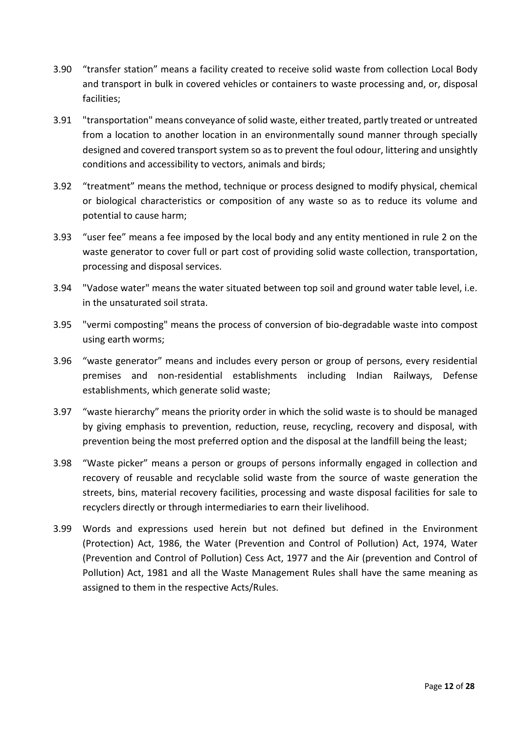3.90 “transfer station” means a facility created to receive solid waste from collection Local Body and transport in bulk in covered vehicles or containers to waste processing and, or, disposal facilities;

3.91 "transportation" means conveyance of solid waste, either treated, partly treated or untreated from a location to another location in an environmentally sound manner through specially designed and covered transport system so as to prevent the foul odour, littering and unsightly conditions and accessibility to vectors, animals and birds;

3.92 “treatment” means the method, technique or process designed to modify physical, chemical or biological characteristics or composition of any waste so as to reduce its volume and potential to cause harm;

3.93 “user fee” means a fee imposed by the local body and any entity mentioned in rule 2 on the waste generator to cover full or part cost of providing solid waste collection, transportation, processing and disposal services.

3.94 "Vadose water" means the water situated between top soil and ground water table level, i.e. in the unsaturated soil strata.

3.95 "vermi composting" means the process of conversion of bio-degradable waste into compost using earth worms;

3.96 “waste generator” means and includes every person or group of persons, every residential premises and non-residential establishments including Indian Railways, Defense establishments, which generate solid waste;

3.97 “waste hierarchy” means the priority order in which the solid waste is to should be managed by giving emphasis to prevention, reduction, reuse, recycling, recovery and disposal, with prevention being the most preferred option and the disposal at the landfill being the least;

3.98 “Waste picker” means a person or groups of persons informally engaged in collection and recovery of reusable and recyclable solid waste from the source of waste generation the streets, bins, material recovery facilities, processing and waste disposal facilities for sale to recyclers directly or through intermediaries to earn their livelihood.

3.99 Words and expressions used herein but not defined but defined in the Environment (Protection) Act, 1986, the Water (Prevention and Control of Pollution) Act, 1974, Water (Prevention and Control of Pollution) Cess Act, 1977 and the Air (prevention and Control of Pollution) Act, 1981 and all the Waste Management Rules shall have the same meaning as assigned to them in the respective Acts/Rules.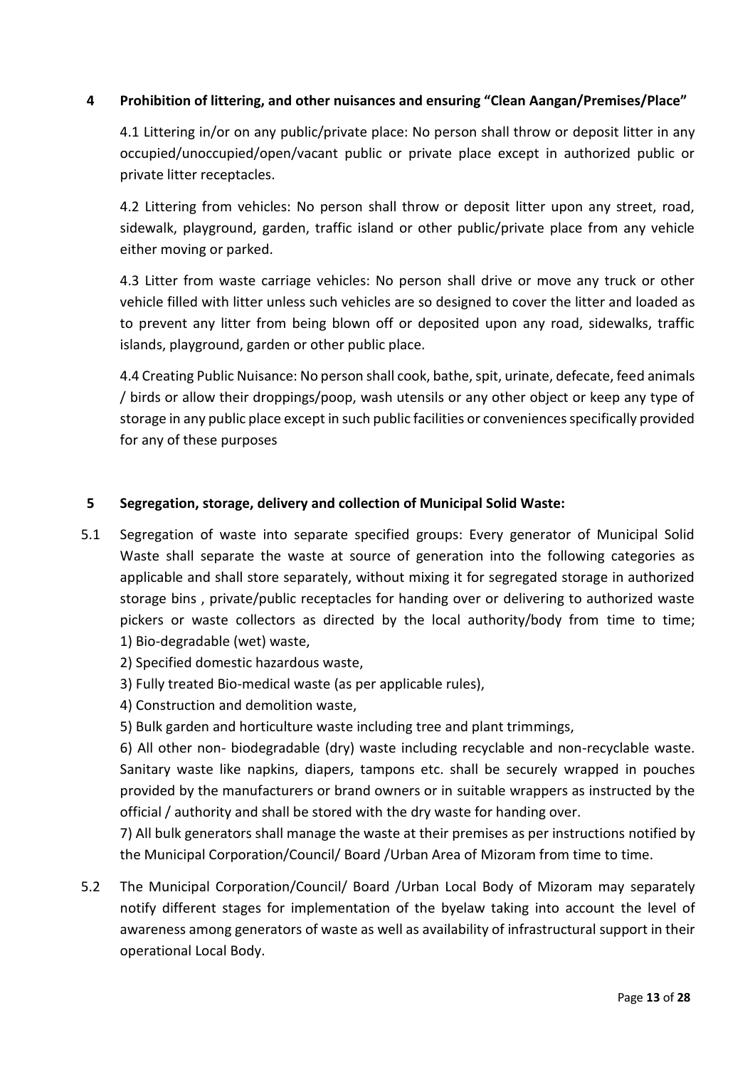## 4 Prohibition of littering, and other nuisances and ensuring "Clean Aangan/Premises/Place"

4.1 Littering in/or on any public/private place: No person shall throw or deposit litter in any occupied/unoccupied/open/vacant public or private place except in authorized public or private litter receptacles.

4.2 Littering from vehicles: No person shall throw or deposit litter upon any street, road, sidewalk, playground, garden, traffic island or other public/private place from any vehicle either moving or parked.

4.3 Litter from waste carriage vehicles: No person shall drive or move any truck or other vehicle filled with litter unless such vehicles are so designed to cover the litter and loaded as to prevent any litter from being blown off or deposited upon any road, sidewalks, traffic islands, playground, garden or other public place.

4.4 Creating Public Nuisance: No person shall cook, bathe, spit, urinate, defecate, feed animals / birds or allow their droppings/poop, wash utensils or any other object or keep any type of storage in any public place except in such public facilities or conveniences specifically provided for any of these purposes

## 5 Segregation, storage, delivery and collection of Municipal Solid Waste:

5.1 Segregation of waste into separate specified groups: Every generator of Municipal Solid Waste shall separate the waste at source of generation into the following categories as applicable and shall store separately, without mixing it for segregated storage in authorized storage bins , private/public receptacles for handing over or delivering to authorized waste pickers or waste collectors as directed by the local authority/body from time to time;

1) Bio-degradable (wet) waste,
2) Specified domestic hazardous waste,
3) Fully treated Bio-medical waste (as per applicable rules),
4) Construction and demolition waste,
5) Bulk garden and horticulture waste including tree and plant trimmings,
6) All other non- biodegradable (dry) waste including recyclable and non-recyclable waste. Sanitary waste like napkins, diapers, tampons etc. shall be securely wrapped in pouches provided by the manufacturers or brand owners or in suitable wrappers as instructed by the official / authority and shall be stored with the dry waste for handing over.
7) All bulk generators shall manage the waste at their premises as per instructions notified by the Municipal Corporation/Council/ Board /Urban Area of Mizoram from time to time.

5.2 The Municipal Corporation/Council/ Board /Urban Local Body of Mizoram may separately notify different stages for implementation of the byelaw taking into account the level of awareness among generators of waste as well as availability of infrastructural support in their operational Local Body.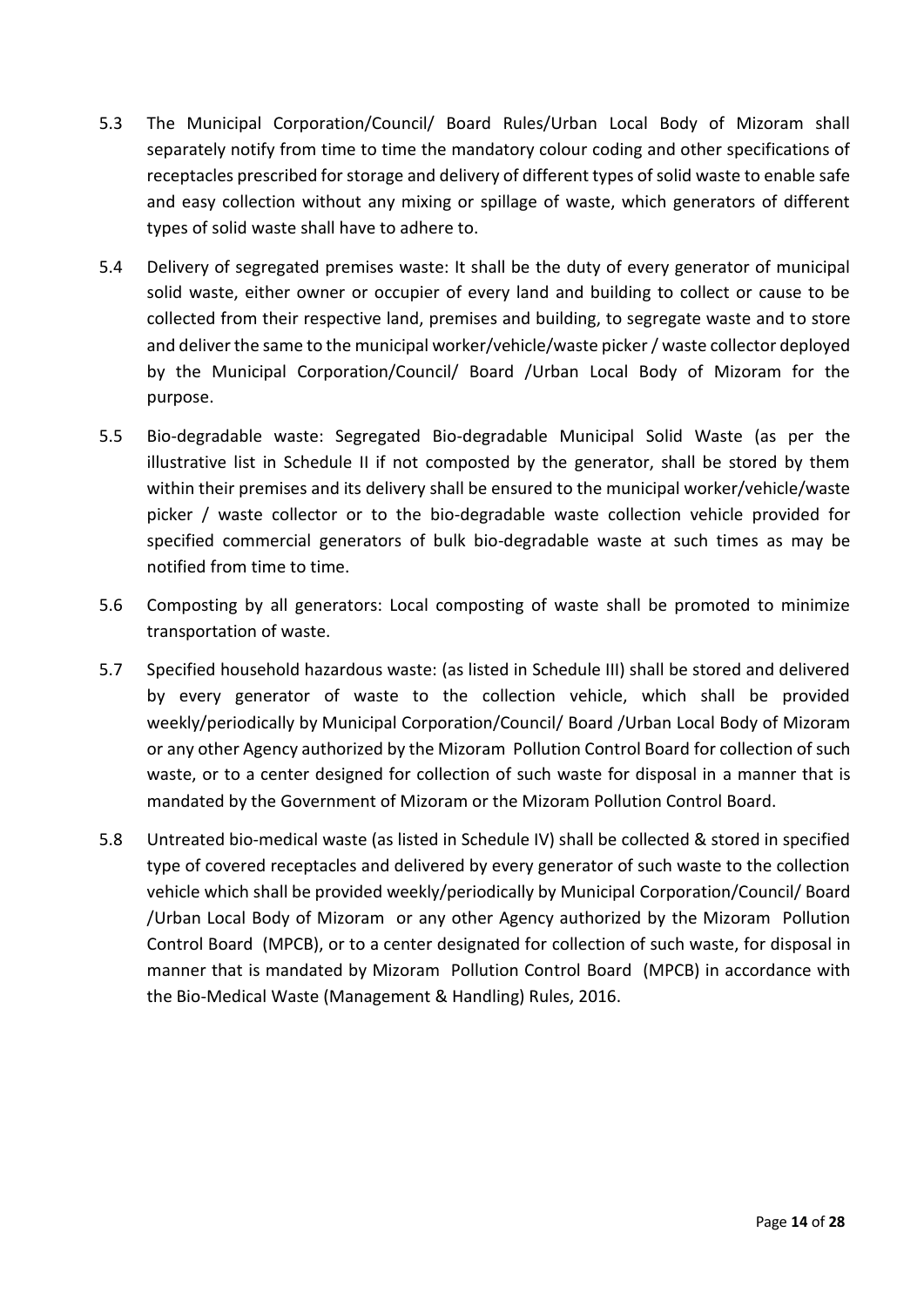5.3 The Municipal Corporation/Council/ Board Rules/Urban Local Body of Mizoram shall separately notify from time to time the mandatory colour coding and other specifications of receptacles prescribed for storage and delivery of different types of solid waste to enable safe and easy collection without any mixing or spillage of waste, which generators of different types of solid waste shall have to adhere to.

5.4 Delivery of segregated premises waste: It shall be the duty of every generator of municipal solid waste, either owner or occupier of every land and building to collect or cause to be collected from their respective land, premises and building, to segregate waste and to store and deliver the same to the municipal worker/vehicle/waste picker / waste collector deployed by the Municipal Corporation/Council/ Board /Urban Local Body of Mizoram for the purpose.

5.5 Bio-degradable waste: Segregated Bio-degradable Municipal Solid Waste (as per the illustrative list in Schedule II if not composted by the generator, shall be stored by them within their premises and its delivery shall be ensured to the municipal worker/vehicle/waste picker / waste collector or to the bio-degradable waste collection vehicle provided for specified commercial generators of bulk bio-degradable waste at such times as may be notified from time to time.

5.6 Composting by all generators: Local composting of waste shall be promoted to minimize transportation of waste.

5.7 Specified household hazardous waste: (as listed in Schedule III) shall be stored and delivered by every generator of waste to the collection vehicle, which shall be provided weekly/periodically by Municipal Corporation/Council/ Board /Urban Local Body of Mizoram or any other Agency authorized by the Mizoram Pollution Control Board for collection of such waste, or to a center designed for collection of such waste for disposal in a manner that is mandated by the Government of Mizoram or the Mizoram Pollution Control Board.

5.8 Untreated bio-medical waste (as listed in Schedule IV) shall be collected & stored in specified type of covered receptacles and delivered by every generator of such waste to the collection vehicle which shall be provided weekly/periodically by Municipal Corporation/Council/ Board /Urban Local Body of Mizoram or any other Agency authorized by the Mizoram Pollution Control Board (MPCB), or to a center designated for collection of such waste, for disposal in manner that is mandated by Mizoram Pollution Control Board (MPCB) in accordance with the Bio-Medical Waste (Management & Handling) Rules, 2016.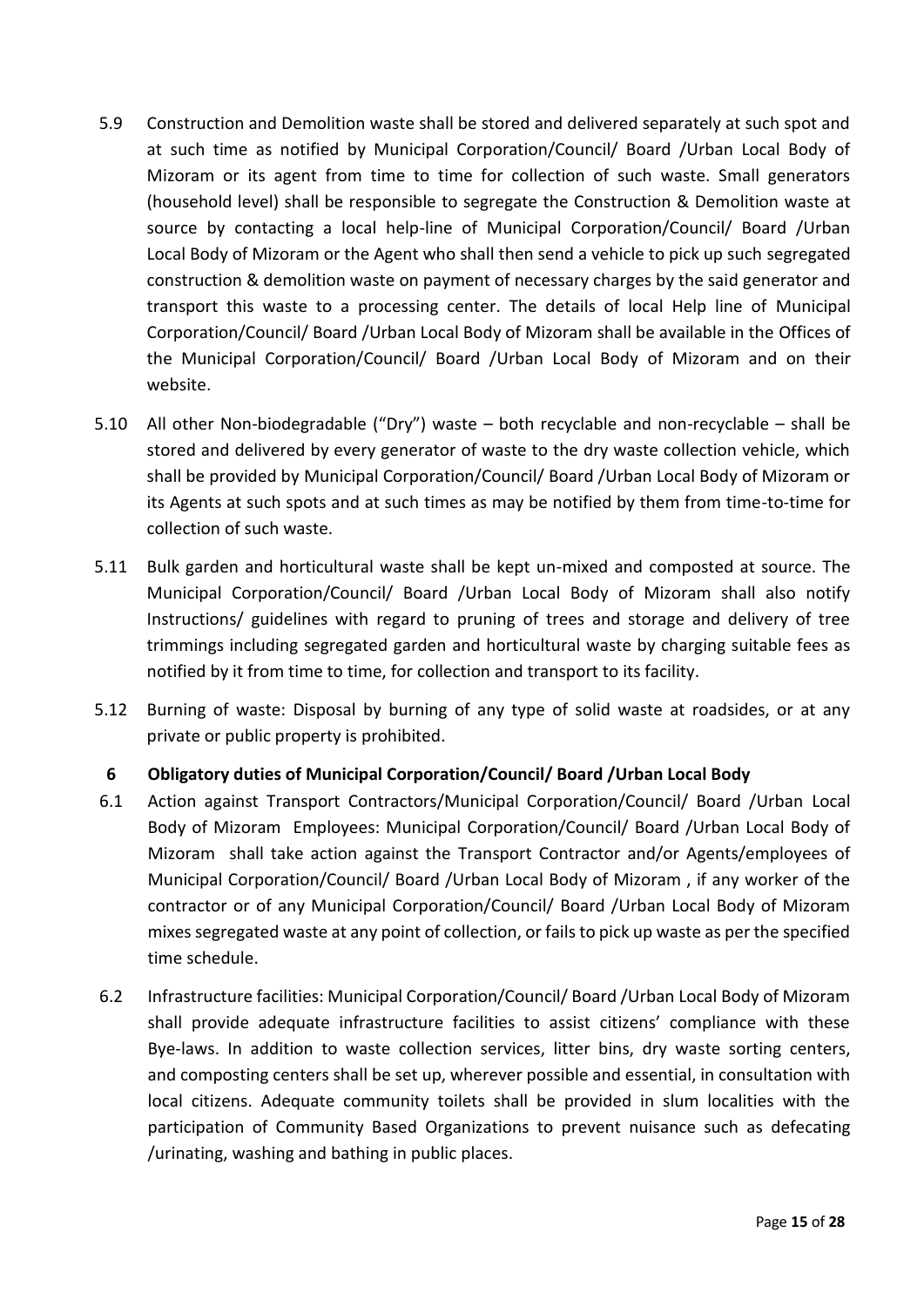5.9 Construction and Demolition waste shall be stored and delivered separately at such spot and at such time as notified by Municipal Corporation/Council/ Board /Urban Local Body of Mizoram or its agent from time to time for collection of such waste. Small generators (household level) shall be responsible to segregate the Construction & Demolition waste at source by contacting a local help-line of Municipal Corporation/Council/ Board /Urban Local Body of Mizoram or the Agent who shall then send a vehicle to pick up such segregated construction & demolition waste on payment of necessary charges by the said generator and transport this waste to a processing center. The details of local Help line of Municipal Corporation/Council/ Board /Urban Local Body of Mizoram shall be available in the Offices of the Municipal Corporation/Council/ Board /Urban Local Body of Mizoram and on their website.

5.10 All other Non-biodegradable ("Dry") waste – both recyclable and non-recyclable – shall be stored and delivered by every generator of waste to the dry waste collection vehicle, which shall be provided by Municipal Corporation/Council/ Board /Urban Local Body of Mizoram or its Agents at such spots and at such times as may be notified by them from time-to-time for collection of such waste.

5.11 Bulk garden and horticultural waste shall be kept un-mixed and composted at source. The Municipal Corporation/Council/ Board /Urban Local Body of Mizoram shall also notify Instructions/ guidelines with regard to pruning of trees and storage and delivery of tree trimmings including segregated garden and horticultural waste by charging suitable fees as notified by it from time to time, for collection and transport to its facility.

5.12 Burning of waste: Disposal by burning of any type of solid waste at roadsides, or at any private or public property is prohibited.

## 6 Obligatory duties of Municipal Corporation/Council/ Board /Urban Local Body

6.1 Action against Transport Contractors/Municipal Corporation/Council/ Board /Urban Local Body of Mizoram Employees: Municipal Corporation/Council/ Board /Urban Local Body of Mizoram shall take action against the Transport Contractor and/or Agents/employees of Municipal Corporation/Council/ Board /Urban Local Body of Mizoram , if any worker of the contractor or of any Municipal Corporation/Council/ Board /Urban Local Body of Mizoram mixes segregated waste at any point of collection, or fails to pick up waste as per the specified time schedule.

6.2 Infrastructure facilities: Municipal Corporation/Council/ Board /Urban Local Body of Mizoram shall provide adequate infrastructure facilities to assist citizens' compliance with these Bye-laws. In addition to waste collection services, litter bins, dry waste sorting centers, and composting centers shall be set up, wherever possible and essential, in consultation with local citizens. Adequate community toilets shall be provided in slum localities with the participation of Community Based Organizations to prevent nuisance such as defecating /urinating, washing and bathing in public places.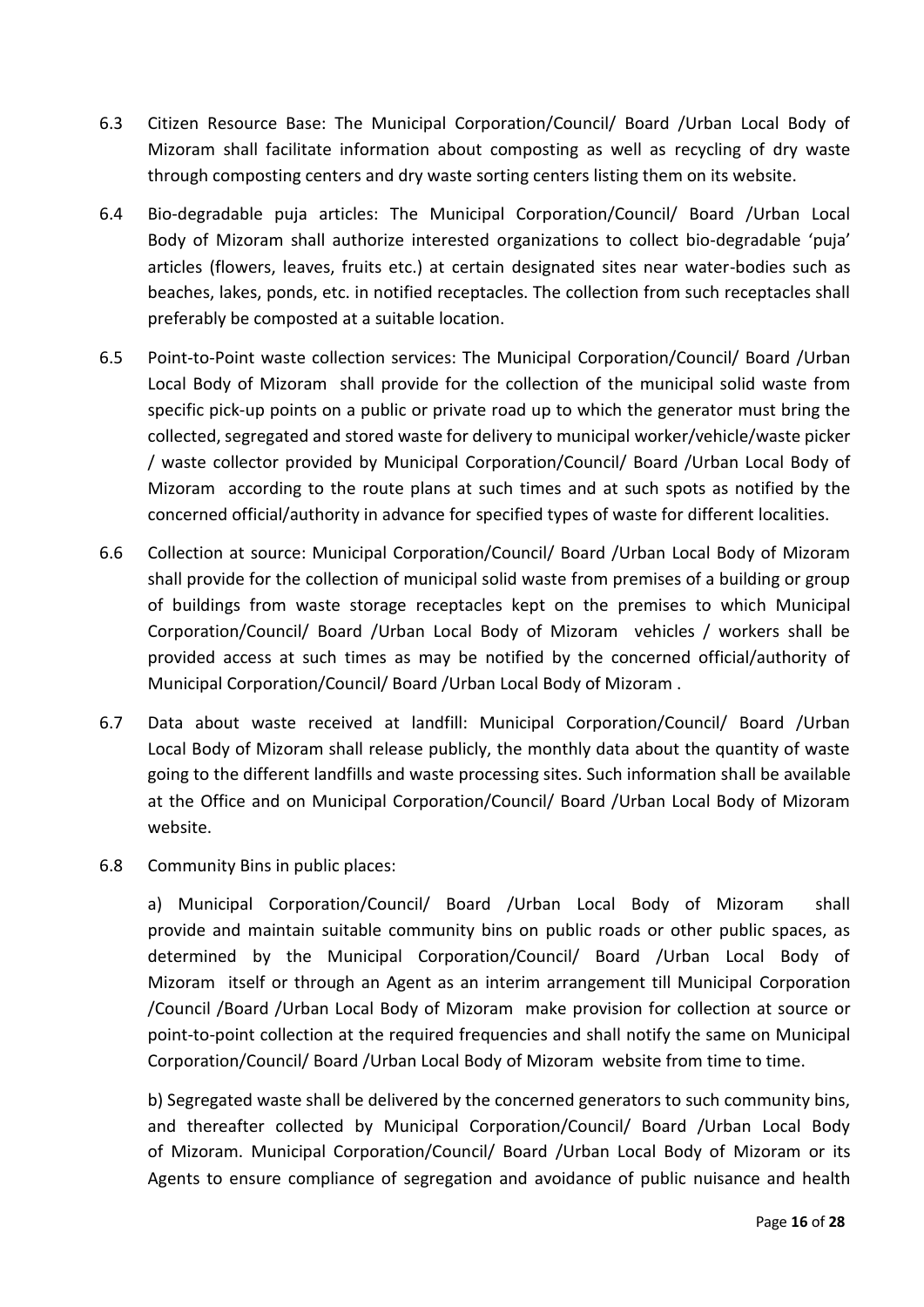6.3 Citizen Resource Base: The Municipal Corporation/Council/ Board /Urban Local Body of Mizoram shall facilitate information about composting as well as recycling of dry waste through composting centers and dry waste sorting centers listing them on its website.

6.4 Bio-degradable puja articles: The Municipal Corporation/Council/ Board /Urban Local Body of Mizoram shall authorize interested organizations to collect bio-degradable 'puja' articles (flowers, leaves, fruits etc.) at certain designated sites near water-bodies such as beaches, lakes, ponds, etc. in notified receptacles. The collection from such receptacles shall preferably be composted at a suitable location.

6.5 Point-to-Point waste collection services: The Municipal Corporation/Council/ Board /Urban Local Body of Mizoram shall provide for the collection of the municipal solid waste from specific pick-up points on a public or private road up to which the generator must bring the collected, segregated and stored waste for delivery to municipal worker/vehicle/waste picker / waste collector provided by Municipal Corporation/Council/ Board /Urban Local Body of Mizoram according to the route plans at such times and at such spots as notified by the concerned official/authority in advance for specified types of waste for different localities.

6.6 Collection at source: Municipal Corporation/Council/ Board /Urban Local Body of Mizoram shall provide for the collection of municipal solid waste from premises of a building or group of buildings from waste storage receptacles kept on the premises to which Municipal Corporation/Council/ Board /Urban Local Body of Mizoram vehicles / workers shall be provided access at such times as may be notified by the concerned official/authority of Municipal Corporation/Council/ Board /Urban Local Body of Mizoram .

6.7 Data about waste received at landfill: Municipal Corporation/Council/ Board /Urban Local Body of Mizoram shall release publicly, the monthly data about the quantity of waste going to the different landfills and waste processing sites. Such information shall be available at the Office and on Municipal Corporation/Council/ Board /Urban Local Body of Mizoram website.

6.8 Community Bins in public places:

a) Municipal Corporation/Council/ Board /Urban Local Body of Mizoram shall provide and maintain suitable community bins on public roads or other public spaces, as determined by the Municipal Corporation/Council/ Board /Urban Local Body of Mizoram itself or through an Agent as an interim arrangement till Municipal Corporation /Council /Board /Urban Local Body of Mizoram make provision for collection at source or point-to-point collection at the required frequencies and shall notify the same on Municipal Corporation/Council/ Board /Urban Local Body of Mizoram website from time to time.

b) Segregated waste shall be delivered by the concerned generators to such community bins, and thereafter collected by Municipal Corporation/Council/ Board /Urban Local Body of Mizoram. Municipal Corporation/Council/ Board /Urban Local Body of Mizoram or its Agents to ensure compliance of segregation and avoidance of public nuisance and health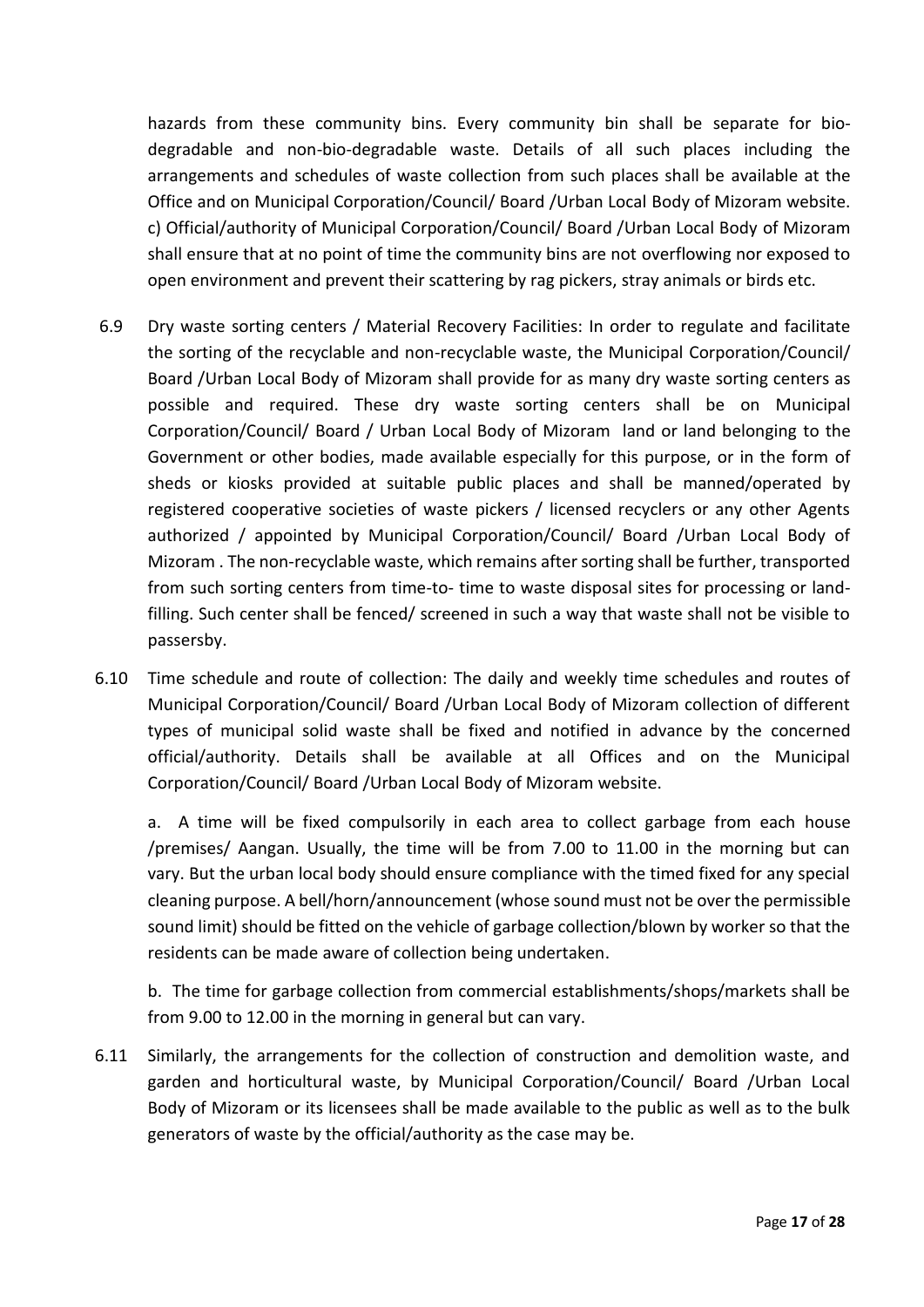hazards from these community bins. Every community bin shall be separate for bio-degradable and non-bio-degradable waste. Details of all such places including the arrangements and schedules of waste collection from such places shall be available at the Office and on Municipal Corporation/Council/ Board /Urban Local Body of Mizoram website.

c) Official/authority of Municipal Corporation/Council/ Board /Urban Local Body of Mizoram shall ensure that at no point of time the community bins are not overflowing nor exposed to open environment and prevent their scattering by rag pickers, stray animals or birds etc.

6.9 Dry waste sorting centers / Material Recovery Facilities: In order to regulate and facilitate the sorting of the recyclable and non-recyclable waste, the Municipal Corporation/Council/ Board /Urban Local Body of Mizoram shall provide for as many dry waste sorting centers as possible and required. These dry waste sorting centers shall be on Municipal Corporation/Council/ Board / Urban Local Body of Mizoram land or land belonging to the Government or other bodies, made available especially for this purpose, or in the form of sheds or kiosks provided at suitable public places and shall be manned/operated by registered cooperative societies of waste pickers / licensed recyclers or any other Agents authorized / appointed by Municipal Corporation/Council/ Board /Urban Local Body of Mizoram . The non-recyclable waste, which remains after sorting shall be further, transported from such sorting centers from time-to- time to waste disposal sites for processing or land-filling. Such center shall be fenced/ screened in such a way that waste shall not be visible to passersby.

6.10 Time schedule and route of collection: The daily and weekly time schedules and routes of Municipal Corporation/Council/ Board /Urban Local Body of Mizoram collection of different types of municipal solid waste shall be fixed and notified in advance by the concerned official/authority. Details shall be available at all Offices and on the Municipal Corporation/Council/ Board /Urban Local Body of Mizoram website.

a. A time will be fixed compulsorily in each area to collect garbage from each house /premises/ Aangan. Usually, the time will be from 7.00 to 11.00 in the morning but can vary. But the urban local body should ensure compliance with the timed fixed for any special cleaning purpose. A bell/horn/announcement (whose sound must not be over the permissible sound limit) should be fitted on the vehicle of garbage collection/blown by worker so that the residents can be made aware of collection being undertaken.

b. The time for garbage collection from commercial establishments/shops/markets shall be from 9.00 to 12.00 in the morning in general but can vary.

6.11 Similarly, the arrangements for the collection of construction and demolition waste, and garden and horticultural waste, by Municipal Corporation/Council/ Board /Urban Local Body of Mizoram or its licensees shall be made available to the public as well as to the bulk generators of waste by the official/authority as the case may be.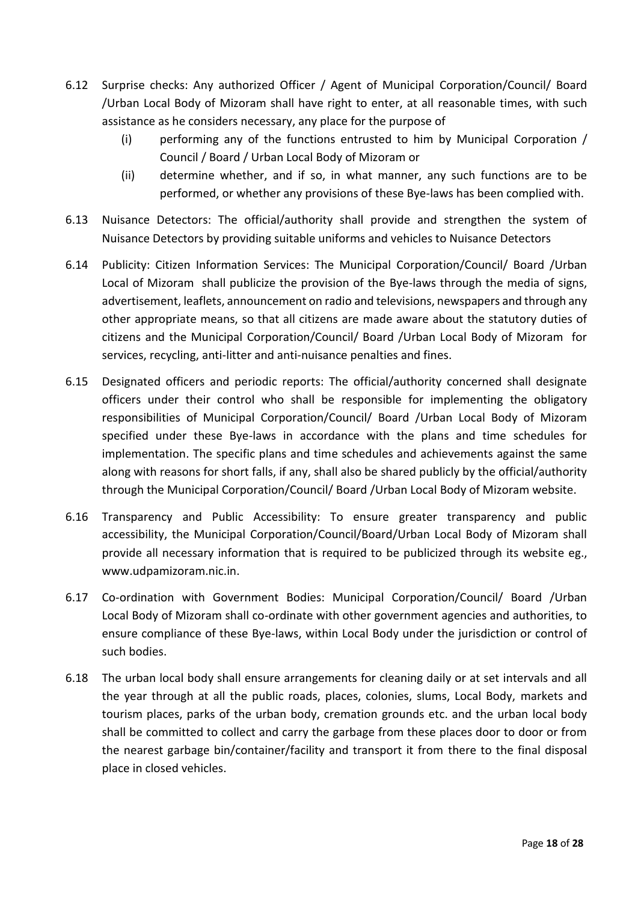6.12 Surprise checks: Any authorized Officer / Agent of Municipal Corporation/Council/ Board /Urban Local Body of Mizoram shall have right to enter, at all reasonable times, with such assistance as he considers necessary, any place for the purpose of

   (i) performing any of the functions entrusted to him by Municipal Corporation / Council / Board / Urban Local Body of Mizoram or

   (ii) determine whether, and if so, in what manner, any such functions are to be performed, or whether any provisions of these Bye-laws has been complied with.

6.13 Nuisance Detectors: The official/authority shall provide and strengthen the system of Nuisance Detectors by providing suitable uniforms and vehicles to Nuisance Detectors

6.14 Publicity: Citizen Information Services: The Municipal Corporation/Council/ Board /Urban Local of Mizoram shall publicize the provision of the Bye-laws through the media of signs, advertisement, leaflets, announcement on radio and televisions, newspapers and through any other appropriate means, so that all citizens are made aware about the statutory duties of citizens and the Municipal Corporation/Council/ Board /Urban Local Body of Mizoram for services, recycling, anti-litter and anti-nuisance penalties and fines.

6.15 Designated officers and periodic reports: The official/authority concerned shall designate officers under their control who shall be responsible for implementing the obligatory responsibilities of Municipal Corporation/Council/ Board /Urban Local Body of Mizoram specified under these Bye-laws in accordance with the plans and time schedules for implementation. The specific plans and time schedules and achievements against the same along with reasons for short falls, if any, shall also be shared publicly by the official/authority through the Municipal Corporation/Council/ Board /Urban Local Body of Mizoram website.

6.16 Transparency and Public Accessibility: To ensure greater transparency and public accessibility, the Municipal Corporation/Council/Board/Urban Local Body of Mizoram shall provide all necessary information that is required to be publicized through its website eg., www.udpamizoram.nic.in.

6.17 Co-ordination with Government Bodies: Municipal Corporation/Council/ Board /Urban Local Body of Mizoram shall co-ordinate with other government agencies and authorities, to ensure compliance of these Bye-laws, within Local Body under the jurisdiction or control of such bodies.

6.18 The urban local body shall ensure arrangements for cleaning daily or at set intervals and all the year through at all the public roads, places, colonies, slums, Local Body, markets and tourism places, parks of the urban body, cremation grounds etc. and the urban local body shall be committed to collect and carry the garbage from these places door to door or from the nearest garbage bin/container/facility and transport it from there to the final disposal place in closed vehicles.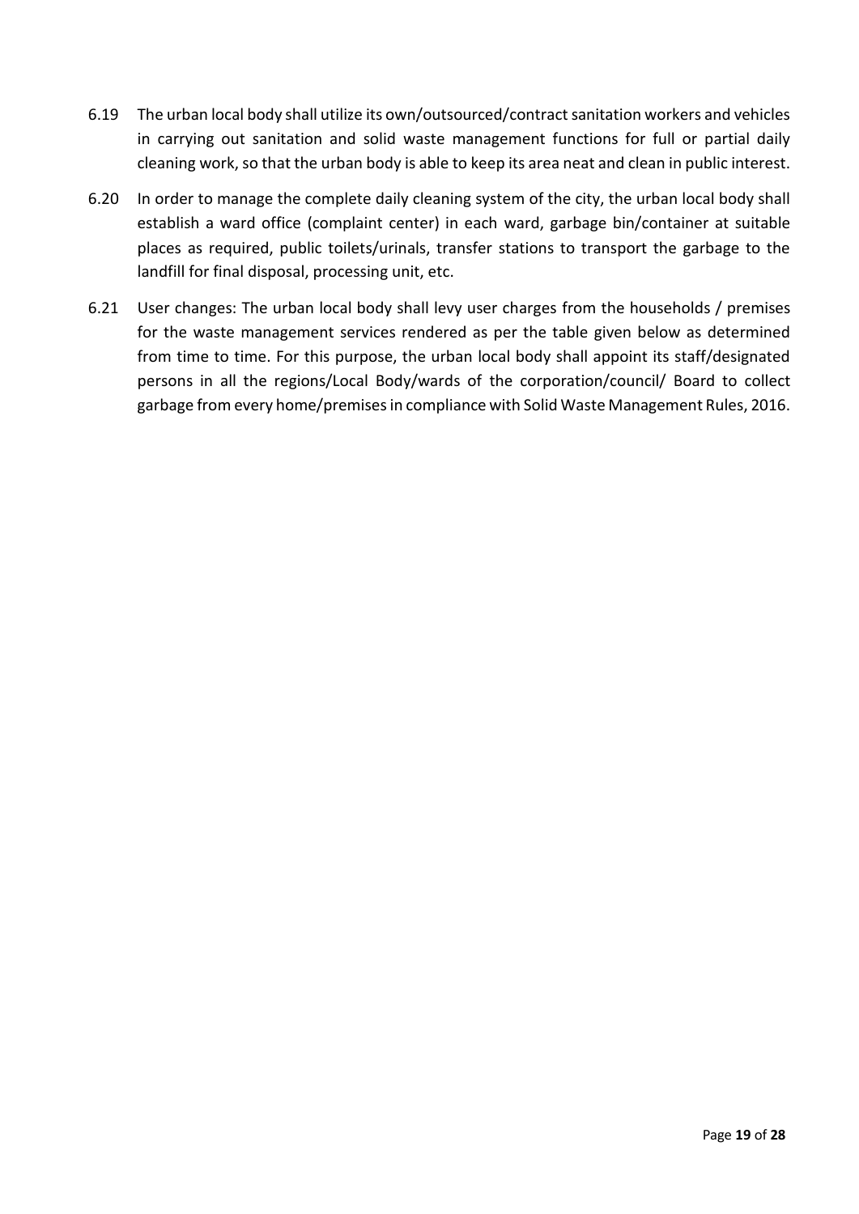6.19 The urban local body shall utilize its own/outsourced/contract sanitation workers and vehicles in carrying out sanitation and solid waste management functions for full or partial daily cleaning work, so that the urban body is able to keep its area neat and clean in public interest.

6.20 In order to manage the complete daily cleaning system of the city, the urban local body shall establish a ward office (complaint center) in each ward, garbage bin/container at suitable places as required, public toilets/urinals, transfer stations to transport the garbage to the landfill for final disposal, processing unit, etc.

6.21 User changes: The urban local body shall levy user charges from the households / premises for the waste management services rendered as per the table given below as determined from time to time. For this purpose, the urban local body shall appoint its staff/designated persons in all the regions/Local Body/wards of the corporation/council/ Board to collect garbage from every home/premises in compliance with Solid Waste Management Rules, 2016.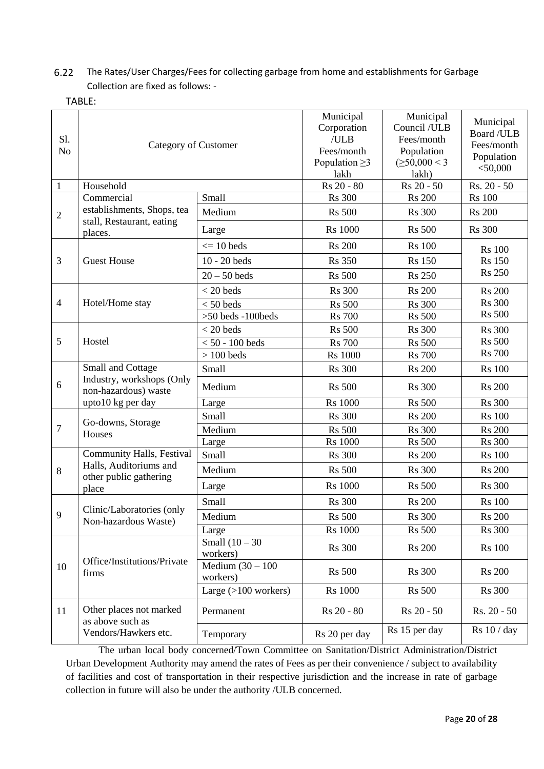6.22 The Rates/User Charges/Fees for collecting garbage from home and establishments for Garbage Collection are fixed as follows: -

TABLE:

| Sl. No | Category of Customer | | Municipal Corporation /ULB Fees/month Population ≥3 lakh | Municipal Council /ULB Fees/month Population (≥50,000 < 3 lakh) | Municipal Board /ULB Fees/month Population <50,000 |
|---|---|---|---|---|---|
| 1 | Household | | Rs 20 - 80 | Rs 20 - 50 | Rs. 20 - 50 |
| 2 | Commercial establishments, Shops, tea stall, Restaurant, eating places. | Small | Rs 300 | Rs 200 | Rs 100 |
| | | Medium | Rs 500 | Rs 300 | Rs 200 |
| | | Large | Rs 1000 | Rs 500 | Rs 300 |
| 3 | Guest House | <= 10 beds | Rs 200 | Rs 100 | Rs 100 |
| | | 10 - 20 beds | Rs 350 | Rs 150 | Rs 150 |
| | | 20 – 50 beds | Rs 500 | Rs 250 | Rs 250 |
| 4 | Hotel/Home stay | < 20 beds | Rs 300 | Rs 200 | Rs 200 |
| | | < 50 beds | Rs 500 | Rs 300 | Rs 300 |
| | | >50 beds -100beds | Rs 700 | Rs 500 | Rs 500 |
| 5 | Hostel | < 20 beds | Rs 500 | Rs 300 | Rs 300 |
| | | < 50 - 100 beds | Rs 700 | Rs 500 | Rs 500 |
| | | > 100 beds | Rs 1000 | Rs 700 | Rs 700 |
| 6 | Small and Cottage Industry, workshops (Only non-hazardous) waste upto10 kg per day | Small | Rs 300 | Rs 200 | Rs 100 |
| | | Medium | Rs 500 | Rs 300 | Rs 200 |
| | | Large | Rs 1000 | Rs 500 | Rs 300 |
| 7 | Go-downs, Storage Houses | Small | Rs 300 | Rs 200 | Rs 100 |
| | | Medium | Rs 500 | Rs 300 | Rs 200 |
| | | Large | Rs 1000 | Rs 500 | Rs 300 |
| 8 | Community Halls, Festival Halls, Auditoriums and other public gathering place | Small | Rs 300 | Rs 200 | Rs 100 |
| | | Medium | Rs 500 | Rs 300 | Rs 200 |
| | | Large | Rs 1000 | Rs 500 | Rs 300 |
| 9 | Clinic/Laboratories (only Non-hazardous Waste) | Small | Rs 300 | Rs 200 | Rs 100 |
| | | Medium | Rs 500 | Rs 300 | Rs 200 |
| | | Large | Rs 1000 | Rs 500 | Rs 300 |
| 10 | Office/Institutions/Private firms | Small (10 – 30 workers) | Rs 300 | Rs 200 | Rs 100 |
| | | Medium (30 – 100 workers) | Rs 500 | Rs 300 | Rs 200 |
| | | Large (>100 workers) | Rs 1000 | Rs 500 | Rs 300 |
| 11 | Other places not marked as above such as Vendors/Hawkers etc. | Permanent | Rs 20 - 80 | Rs 20 - 50 | Rs. 20 - 50 |
| | | Temporary | Rs 20 per day | Rs 15 per day | Rs 10 / day |

The urban local body concerned/Town Committee on Sanitation/District Administration/District Urban Development Authority may amend the rates of Fees as per their convenience / subject to availability of facilities and cost of transportation in their respective jurisdiction and the increase in rate of garbage collection in future will also be under the authority /ULB concerned.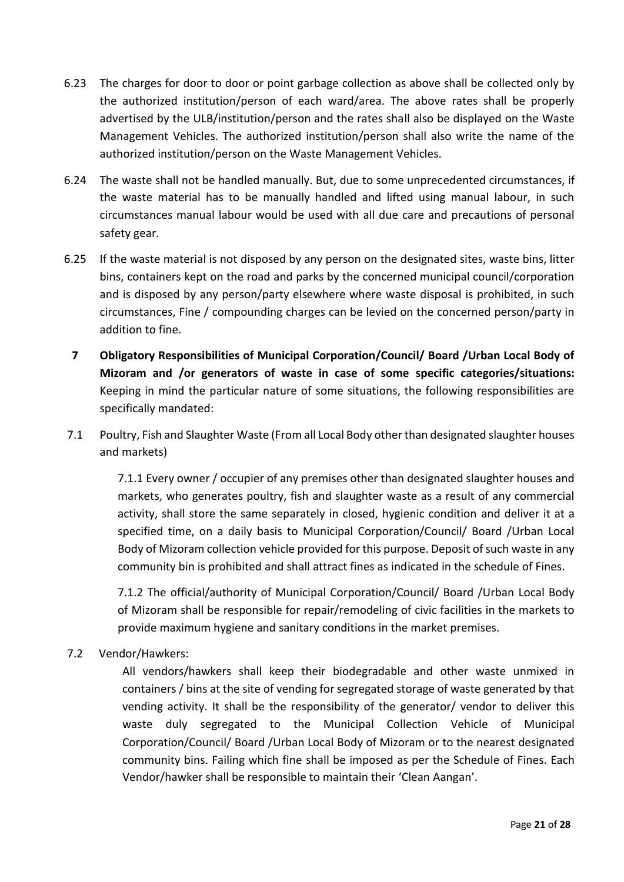6.23 The charges for door to door or point garbage collection as above shall be collected only by the authorized institution/person of each ward/area. The above rates shall be properly advertised by the ULB/institution/person and the rates shall also be displayed on the Waste Management Vehicles. The authorized institution/person shall also write the name of the authorized institution/person on the Waste Management Vehicles.

6.24 The waste shall not be handled manually. But, due to some unprecedented circumstances, if the waste material has to be manually handled and lifted using manual labour, in such circumstances manual labour would be used with all due care and precautions of personal safety gear.

6.25 If the waste material is not disposed by any person on the designated sites, waste bins, litter bins, containers kept on the road and parks by the concerned municipal council/corporation and is disposed by any person/party elsewhere where waste disposal is prohibited, in such circumstances, Fine / compounding charges can be levied on the concerned person/party in addition to fine.

**7 Obligatory Responsibilities of Municipal Corporation/Council/ Board /Urban Local Body of Mizoram and /or generators of waste in case of some specific categories/situations:** Keeping in mind the particular nature of some situations, the following responsibilities are specifically mandated:

7.1 Poultry, Fish and Slaughter Waste (From all Local Body other than designated slaughter houses and markets)

7.1.1 Every owner / occupier of any premises other than designated slaughter houses and markets, who generates poultry, fish and slaughter waste as a result of any commercial activity, shall store the same separately in closed, hygienic condition and deliver it at a specified time, on a daily basis to Municipal Corporation/Council/ Board /Urban Local Body of Mizoram collection vehicle provided for this purpose. Deposit of such waste in any community bin is prohibited and shall attract fines as indicated in the schedule of Fines.

7.1.2 The official/authority of Municipal Corporation/Council/ Board /Urban Local Body of Mizoram shall be responsible for repair/remodeling of civic facilities in the markets to provide maximum hygiene and sanitary conditions in the market premises.

7.2 Vendor/Hawkers:

All vendors/hawkers shall keep their biodegradable and other waste unmixed in containers / bins at the site of vending for segregated storage of waste generated by that vending activity. It shall be the responsibility of the generator/ vendor to deliver this waste duly segregated to the Municipal Collection Vehicle of Municipal Corporation/Council/ Board /Urban Local Body of Mizoram or to the nearest designated community bins. Failing which fine shall be imposed as per the Schedule of Fines. Each Vendor/hawker shall be responsible to maintain their 'Clean Aangan'.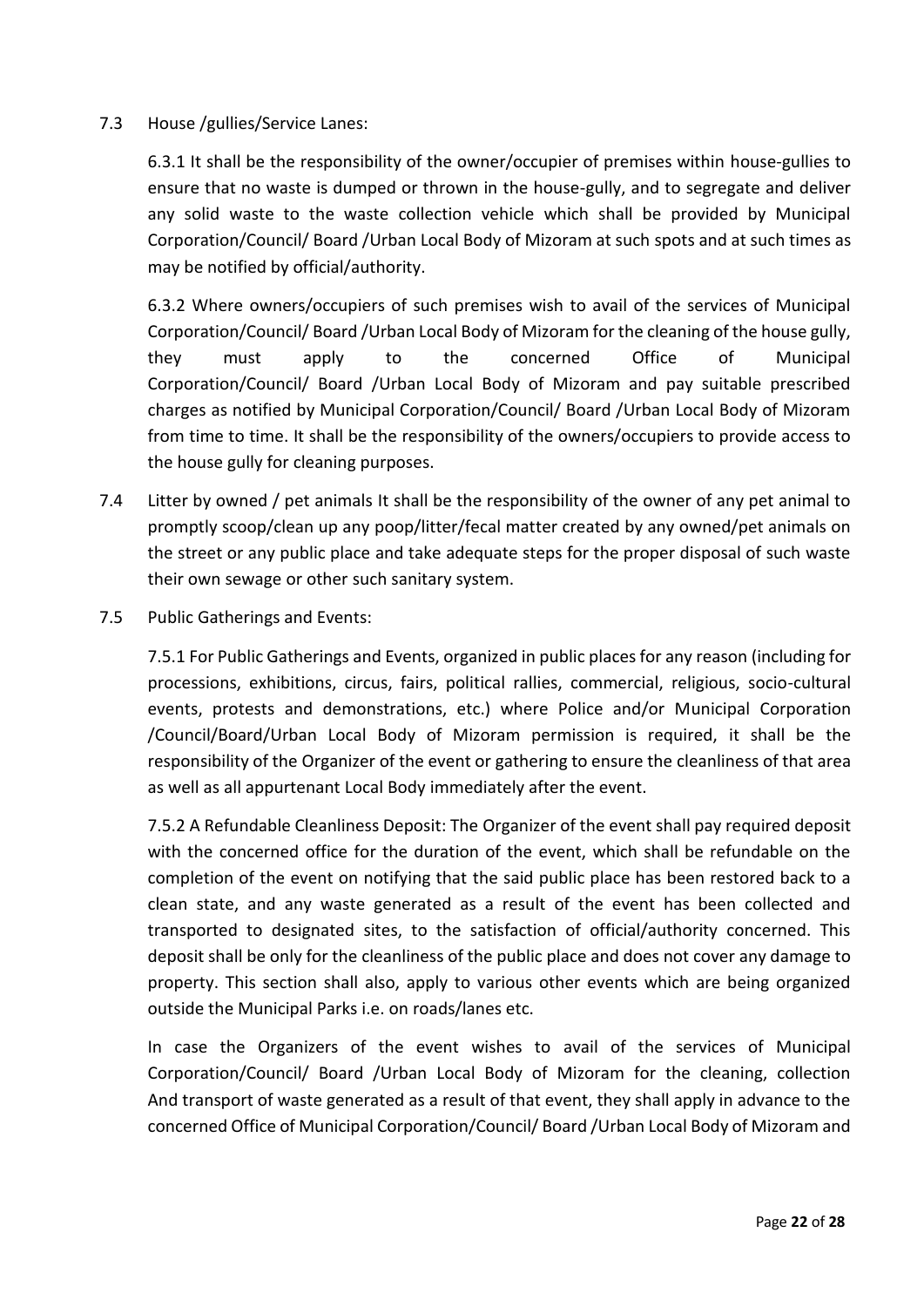7.3 House /gullies/Service Lanes:

6.3.1 It shall be the responsibility of the owner/occupier of premises within house-gullies to ensure that no waste is dumped or thrown in the house-gully, and to segregate and deliver any solid waste to the waste collection vehicle which shall be provided by Municipal Corporation/Council/ Board /Urban Local Body of Mizoram at such spots and at such times as may be notified by official/authority.

6.3.2 Where owners/occupiers of such premises wish to avail of the services of Municipal Corporation/Council/ Board /Urban Local Body of Mizoram for the cleaning of the house gully, they must apply to the concerned Office of Municipal Corporation/Council/ Board /Urban Local Body of Mizoram and pay suitable prescribed charges as notified by Municipal Corporation/Council/ Board /Urban Local Body of Mizoram from time to time. It shall be the responsibility of the owners/occupiers to provide access to the house gully for cleaning purposes.

7.4 Litter by owned / pet animals It shall be the responsibility of the owner of any pet animal to promptly scoop/clean up any poop/litter/fecal matter created by any owned/pet animals on the street or any public place and take adequate steps for the proper disposal of such waste their own sewage or other such sanitary system.

7.5 Public Gatherings and Events:

7.5.1 For Public Gatherings and Events, organized in public places for any reason (including for processions, exhibitions, circus, fairs, political rallies, commercial, religious, socio-cultural events, protests and demonstrations, etc.) where Police and/or Municipal Corporation /Council/Board/Urban Local Body of Mizoram permission is required, it shall be the responsibility of the Organizer of the event or gathering to ensure the cleanliness of that area as well as all appurtenant Local Body immediately after the event.

7.5.2 A Refundable Cleanliness Deposit: The Organizer of the event shall pay required deposit with the concerned office for the duration of the event, which shall be refundable on the completion of the event on notifying that the said public place has been restored back to a clean state, and any waste generated as a result of the event has been collected and transported to designated sites, to the satisfaction of official/authority concerned. This deposit shall be only for the cleanliness of the public place and does not cover any damage to property. This section shall also, apply to various other events which are being organized outside the Municipal Parks i.e. on roads/lanes etc.

In case the Organizers of the event wishes to avail of the services of Municipal Corporation/Council/ Board /Urban Local Body of Mizoram for the cleaning, collection And transport of waste generated as a result of that event, they shall apply in advance to the concerned Office of Municipal Corporation/Council/ Board /Urban Local Body of Mizoram and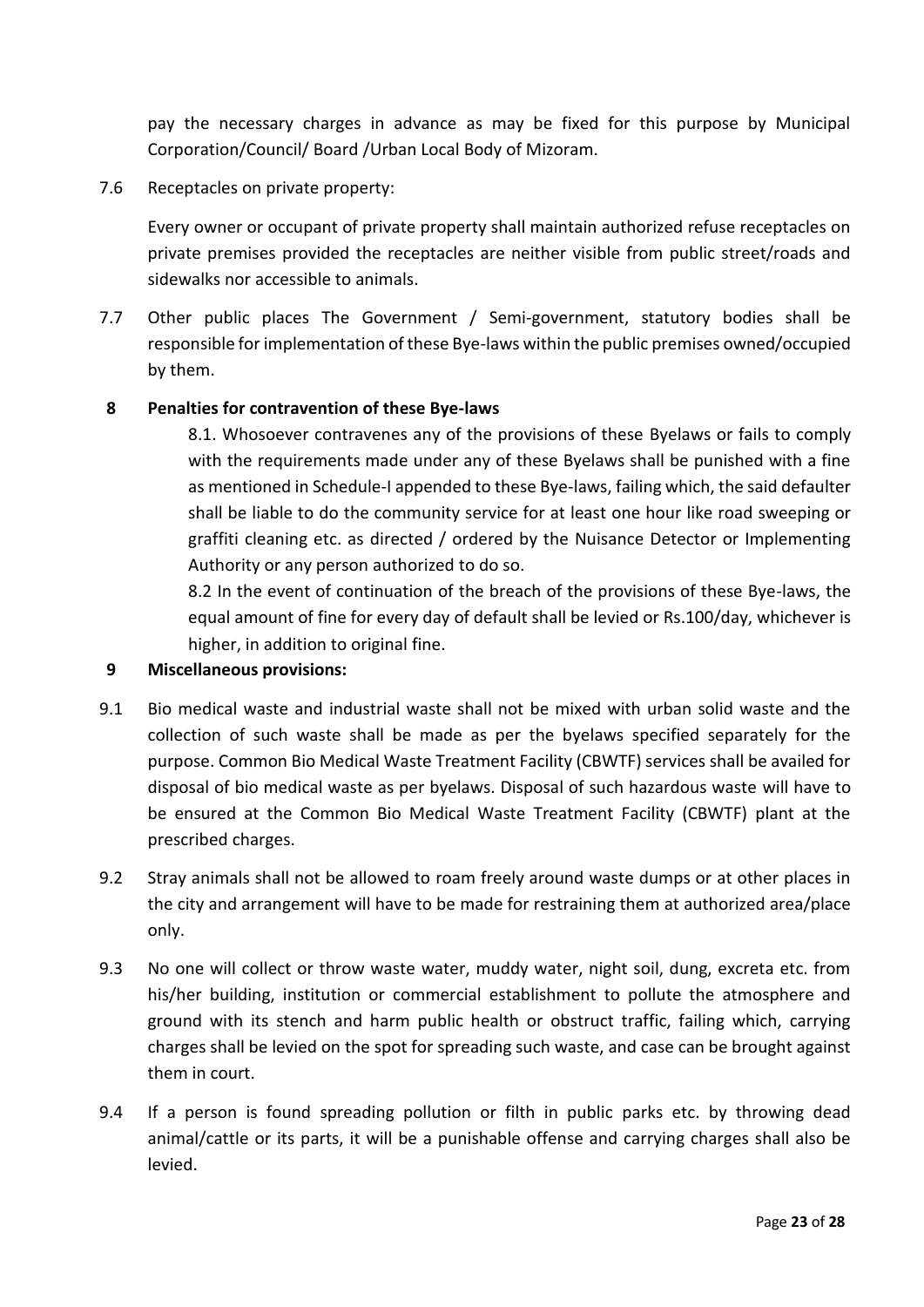pay the necessary charges in advance as may be fixed for this purpose by Municipal Corporation/Council/ Board /Urban Local Body of Mizoram.

7.6 Receptacles on private property:

Every owner or occupant of private property shall maintain authorized refuse receptacles on private premises provided the receptacles are neither visible from public street/roads and sidewalks nor accessible to animals.

7.7 Other public places The Government / Semi-government, statutory bodies shall be responsible for implementation of these Bye-laws within the public premises owned/occupied by them.

## 8 Penalties for contravention of these Bye-laws

8.1. Whosoever contravenes any of the provisions of these Byelaws or fails to comply with the requirements made under any of these Byelaws shall be punished with a fine as mentioned in Schedule-I appended to these Bye-laws, failing which, the said defaulter shall be liable to do the community service for at least one hour like road sweeping or graffiti cleaning etc. as directed / ordered by the Nuisance Detector or Implementing Authority or any person authorized to do so.

8.2 In the event of continuation of the breach of the provisions of these Bye-laws, the equal amount of fine for every day of default shall be levied or Rs.100/day, whichever is higher, in addition to original fine.

## 9 Miscellaneous provisions:

9.1 Bio medical waste and industrial waste shall not be mixed with urban solid waste and the collection of such waste shall be made as per the byelaws specified separately for the purpose. Common Bio Medical Waste Treatment Facility (CBWTF) services shall be availed for disposal of bio medical waste as per byelaws. Disposal of such hazardous waste will have to be ensured at the Common Bio Medical Waste Treatment Facility (CBWTF) plant at the prescribed charges.

9.2 Stray animals shall not be allowed to roam freely around waste dumps or at other places in the city and arrangement will have to be made for restraining them at authorized area/place only.

9.3 No one will collect or throw waste water, muddy water, night soil, dung, excreta etc. from his/her building, institution or commercial establishment to pollute the atmosphere and ground with its stench and harm public health or obstruct traffic, failing which, carrying charges shall be levied on the spot for spreading such waste, and case can be brought against them in court.

9.4 If a person is found spreading pollution or filth in public parks etc. by throwing dead animal/cattle or its parts, it will be a punishable offense and carrying charges shall also be levied.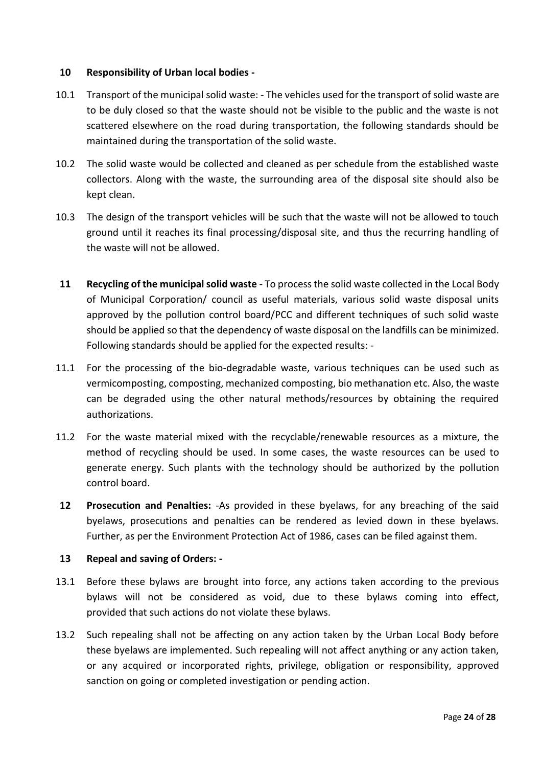**10 Responsibility of Urban local bodies -**

10.1 Transport of the municipal solid waste: - The vehicles used for the transport of solid waste are to be duly closed so that the waste should not be visible to the public and the waste is not scattered elsewhere on the road during transportation, the following standards should be maintained during the transportation of the solid waste.

10.2 The solid waste would be collected and cleaned as per schedule from the established waste collectors. Along with the waste, the surrounding area of the disposal site should also be kept clean.

10.3 The design of the transport vehicles will be such that the waste will not be allowed to touch ground until it reaches its final processing/disposal site, and thus the recurring handling of the waste will not be allowed.

**11 Recycling of the municipal solid waste** - To process the solid waste collected in the Local Body of Municipal Corporation/ council as useful materials, various solid waste disposal units approved by the pollution control board/PCC and different techniques of such solid waste should be applied so that the dependency of waste disposal on the landfills can be minimized. Following standards should be applied for the expected results: -

11.1 For the processing of the bio-degradable waste, various techniques can be used such as vermicomposting, composting, mechanized composting, bio methanation etc. Also, the waste can be degraded using the other natural methods/resources by obtaining the required authorizations.

11.2 For the waste material mixed with the recyclable/renewable resources as a mixture, the method of recycling should be used. In some cases, the waste resources can be used to generate energy. Such plants with the technology should be authorized by the pollution control board.

**12 Prosecution and Penalties:** -As provided in these byelaws, for any breaching of the said byelaws, prosecutions and penalties can be rendered as levied down in these byelaws. Further, as per the Environment Protection Act of 1986, cases can be filed against them.

**13 Repeal and saving of Orders: -**

13.1 Before these bylaws are brought into force, any actions taken according to the previous bylaws will not be considered as void, due to these bylaws coming into effect, provided that such actions do not violate these bylaws.

13.2 Such repealing shall not be affecting on any action taken by the Urban Local Body before these byelaws are implemented. Such repealing will not affect anything or any action taken, or any acquired or incorporated rights, privilege, obligation or responsibility, approved sanction on going or completed investigation or pending action.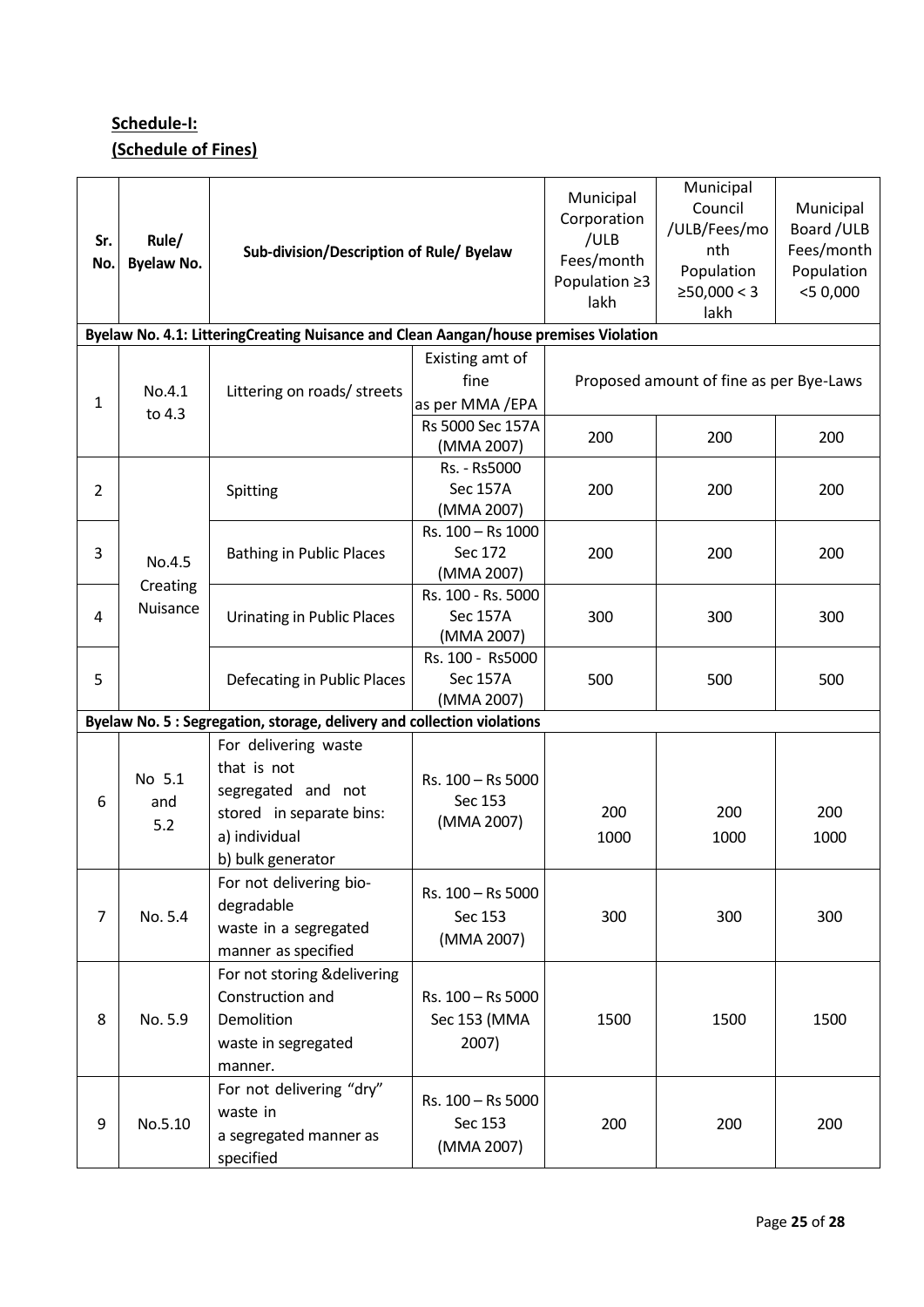**Schedule-I:**

**(Schedule of Fines)**

| Sr. No. | Rule/ Byelaw No. | Sub-division/Description of Rule/ Byelaw | | Municipal Corporation /ULB Fees/month Population ≥3 lakh | Municipal Council /ULB/Fees/month Population ≥50,000 < 3 lakh | Municipal Board /ULB Fees/month Population <5 0,000 |
|---|---|---|---|---|---|---|
| **Byelaw No. 4.1: LitteringCreating Nuisance and Clean Aangan/house premises Violation** | | | | | | |
| 1 | No.4.1 to 4.3 | Littering on roads/ streets | Existing amt of fine as per MMA /EPA | Proposed amount of fine as per Bye-Laws | | |
| | | | Rs 5000 Sec 157A (MMA 2007) | 200 | 200 | 200 |
| 2 | No.4.5 Creating Nuisance | Spitting | Rs. - Rs5000 Sec 157A (MMA 2007) | 200 | 200 | 200 |
| 3 | | Bathing in Public Places | Rs. 100 – Rs 1000 Sec 172 (MMA 2007) | 200 | 200 | 200 |
| 4 | | Urinating in Public Places | Rs. 100 - Rs. 5000 Sec 157A (MMA 2007) | 300 | 300 | 300 |
| 5 | | Defecating in Public Places | Rs. 100 - Rs5000 Sec 157A (MMA 2007) | 500 | 500 | 500 |
| **Byelaw No. 5 : Segregation, storage, delivery and collection violations** | | | | | | |
| 6 | No 5.1 and 5.2 | For delivering waste that is not segregated and not stored in separate bins: a) individual b) bulk generator | Rs. 100 – Rs 5000 Sec 153 (MMA 2007) | 200 1000 | 200 1000 | 200 1000 |
| 7 | No. 5.4 | For not delivering bio-degradable waste in a segregated manner as specified | Rs. 100 – Rs 5000 Sec 153 (MMA 2007) | 300 | 300 | 300 |
| 8 | No. 5.9 | For not storing &delivering Construction and Demolition waste in segregated manner. | Rs. 100 – Rs 5000 Sec 153 (MMA 2007) | 1500 | 1500 | 1500 |
| 9 | No.5.10 | For not delivering "dry" waste in a segregated manner as specified | Rs. 100 – Rs 5000 Sec 153 (MMA 2007) | 200 | 200 | 200 |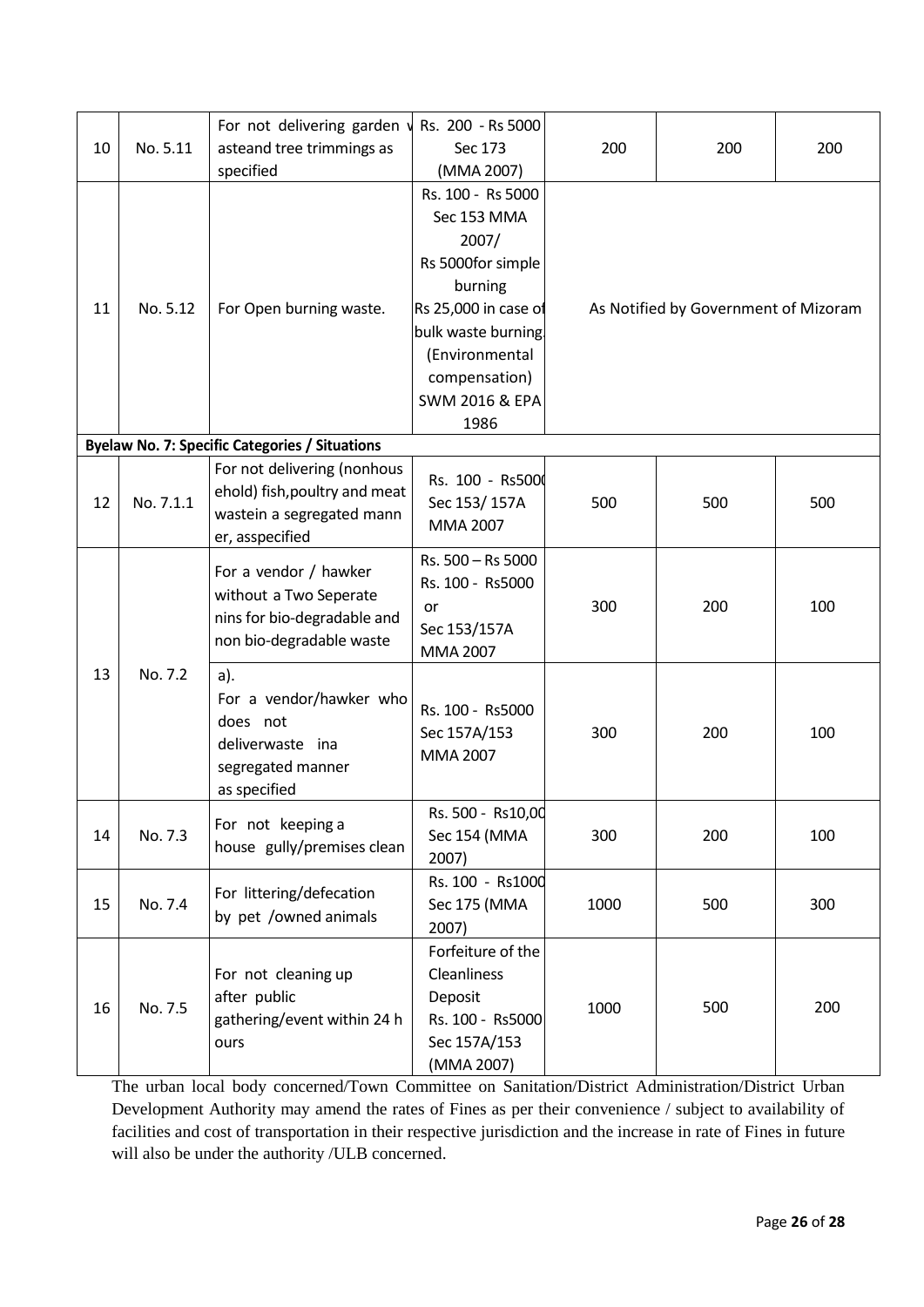| 10 | No. 5.11 | For not delivering garden w asteand tree trimmings as specified | Rs. 200 - Rs 5000 Sec 173 (MMA 2007) | 200 | 200 | 200 |
|---|---|---|---|---|---|---|
| 11 | No. 5.12 | For Open burning waste. | Rs. 100 - Rs 5000 Sec 153 MMA 2007/ Rs 5000for simple burning Rs 25,000 in case of bulk waste burning. (Environmental compensation) SWM 2016 & EPA 1986 | As Notified by Government of Mizoram | | |
| **Byelaw No. 7: Specific Categories / Situations** | | | | | | |
| 12 | No. 7.1.1 | For not delivering (nonhous ehold) fish,poultry and meat wastein a segregated mann er, asspecified | Rs. 100 - Rs5000 Sec 153/ 157A MMA 2007 | 500 | 500 | 500 |
| 13 | No. 7.2 | For a vendor / hawker without a Two Seperate nins for bio-degradable and non bio-degradable waste | Rs. 500 – Rs 5000 Rs. 100 - Rs5000 or Sec 153/157A MMA 2007 | 300 | 200 | 100 |
| | | a). For a vendor/hawker who does not deliverwaste ina segregated manner as specified | Rs. 100 - Rs5000 Sec 157A/153 MMA 2007 | 300 | 200 | 100 |
| 14 | No. 7.3 | For not keeping a house gully/premises clean | Rs. 500 - Rs10,00 Sec 154 (MMA 2007) | 300 | 200 | 100 |
| 15 | No. 7.4 | For littering/defecation by pet /owned animals | Rs. 100 - Rs1000 Sec 175 (MMA 2007) | 1000 | 500 | 300 |
| 16 | No. 7.5 | For not cleaning up after public gathering/event within 24 h ours | Forfeiture of the Cleanliness Deposit Rs. 100 - Rs5000 Sec 157A/153 (MMA 2007) | 1000 | 500 | 200 |

The urban local body concerned/Town Committee on Sanitation/District Administration/District Urban Development Authority may amend the rates of Fines as per their convenience / subject to availability of facilities and cost of transportation in their respective jurisdiction and the increase in rate of Fines in future will also be under the authority /ULB concerned.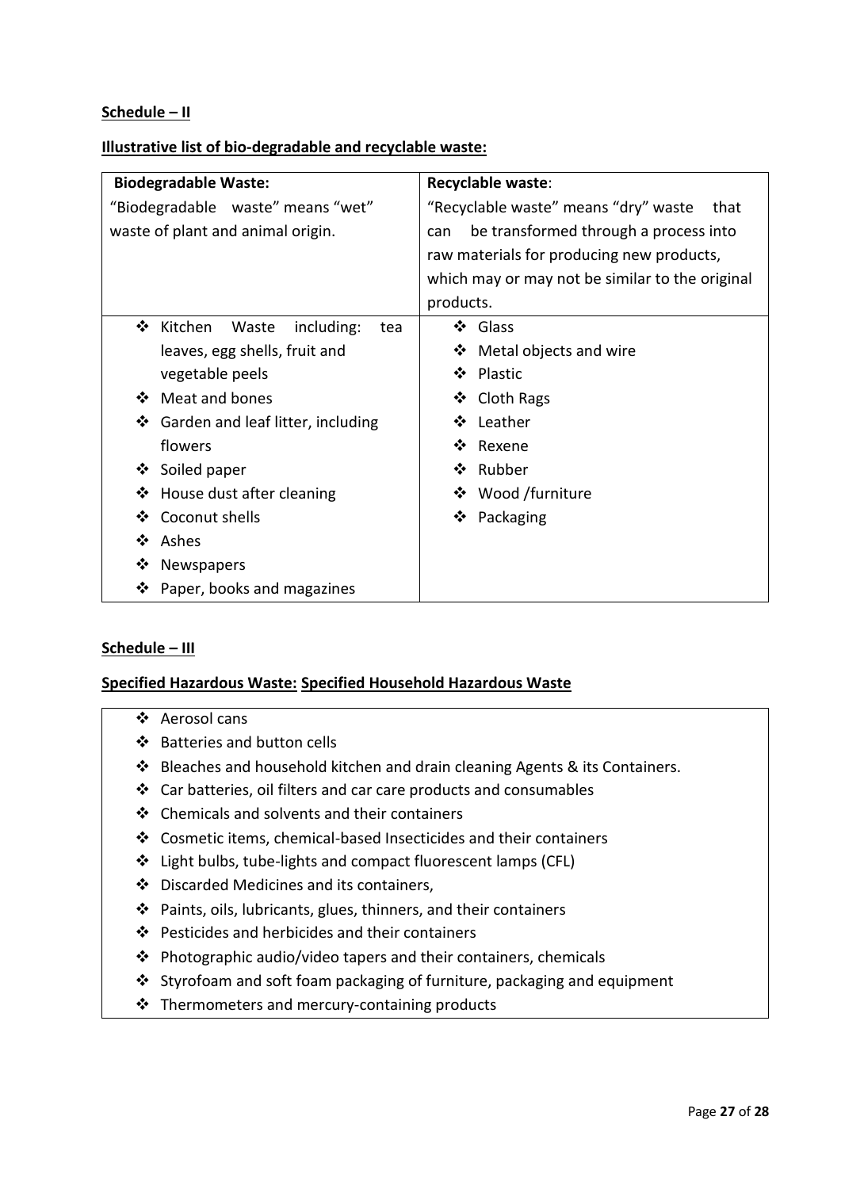**Schedule – II**

**Illustrative list of bio-degradable and recyclable waste:**

| **Biodegradable Waste:**<br>"Biodegradable waste" means "wet" waste of plant and animal origin. | **Recyclable waste**:<br>"Recyclable waste" means "dry" waste that can be transformed through a process into raw materials for producing new products, which may or may not be similar to the original products. |
|---|---|
| ❖ Kitchen Waste including: tea leaves, egg shells, fruit and vegetable peels<br>❖ Meat and bones<br>❖ Garden and leaf litter, including flowers<br>❖ Soiled paper<br>❖ House dust after cleaning<br>❖ Coconut shells<br>❖ Ashes<br>❖ Newspapers<br>❖ Paper, books and magazines | ❖ Glass<br>❖ Metal objects and wire<br>❖ Plastic<br>❖ Cloth Rags<br>❖ Leather<br>❖ Rexene<br>❖ Rubber<br>❖ Wood /furniture<br>❖ Packaging |

**Schedule – III**

**Specified Hazardous Waste: Specified Household Hazardous Waste**

- ❖ Aerosol cans
- ❖ Batteries and button cells
- ❖ Bleaches and household kitchen and drain cleaning Agents & its Containers.
- ❖ Car batteries, oil filters and car care products and consumables
- ❖ Chemicals and solvents and their containers
- ❖ Cosmetic items, chemical-based Insecticides and their containers
- ❖ Light bulbs, tube-lights and compact fluorescent lamps (CFL)
- ❖ Discarded Medicines and its containers,
- ❖ Paints, oils, lubricants, glues, thinners, and their containers
- ❖ Pesticides and herbicides and their containers
- ❖ Photographic audio/video tapers and their containers, chemicals
- ❖ Styrofoam and soft foam packaging of furniture, packaging and equipment
- ❖ Thermometers and mercury-containing products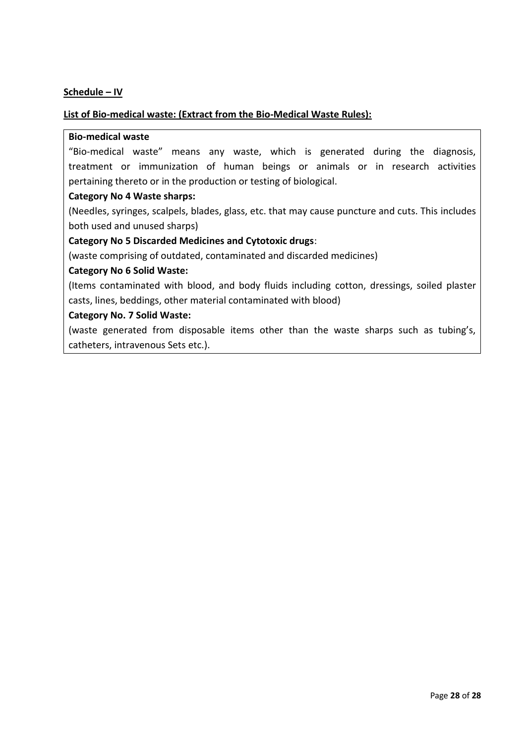**Schedule – IV**

**List of Bio-medical waste: (Extract from the Bio-Medical Waste Rules):**

**Bio-medical waste**

"Bio-medical waste" means any waste, which is generated during the diagnosis, treatment or immunization of human beings or animals or in research activities pertaining thereto or in the production or testing of biological.

**Category No 4 Waste sharps:**

(Needles, syringes, scalpels, blades, glass, etc. that may cause puncture and cuts. This includes both used and unused sharps)

**Category No 5 Discarded Medicines and Cytotoxic drugs**:

(waste comprising of outdated, contaminated and discarded medicines)

**Category No 6 Solid Waste:**

(Items contaminated with blood, and body fluids including cotton, dressings, soiled plaster casts, lines, beddings, other material contaminated with blood)

**Category No. 7 Solid Waste:**

(waste generated from disposable items other than the waste sharps such as tubing's, catheters, intravenous Sets etc.).